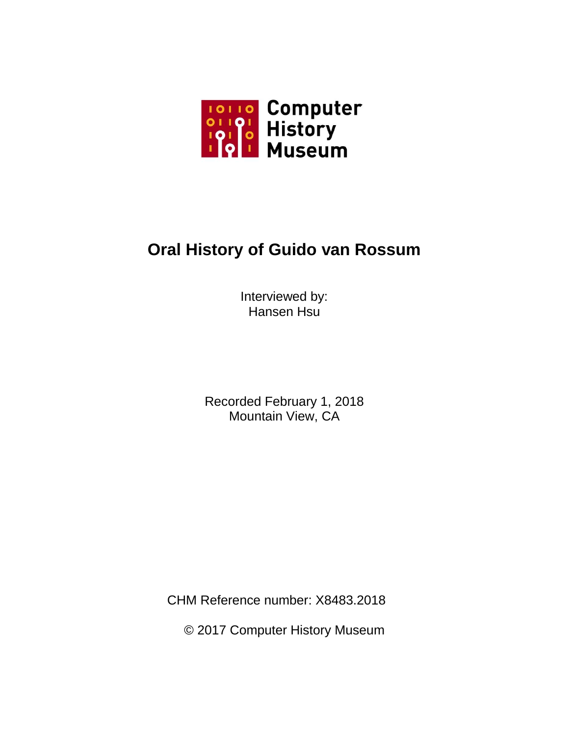Computer History Museum

# Oral History of Guido van Rossum

Interviewed by:
Hansen Hsu

Recorded February 1, 2018
Mountain View, CA

CHM Reference number: X8483.2018

© 2017 Computer History Museum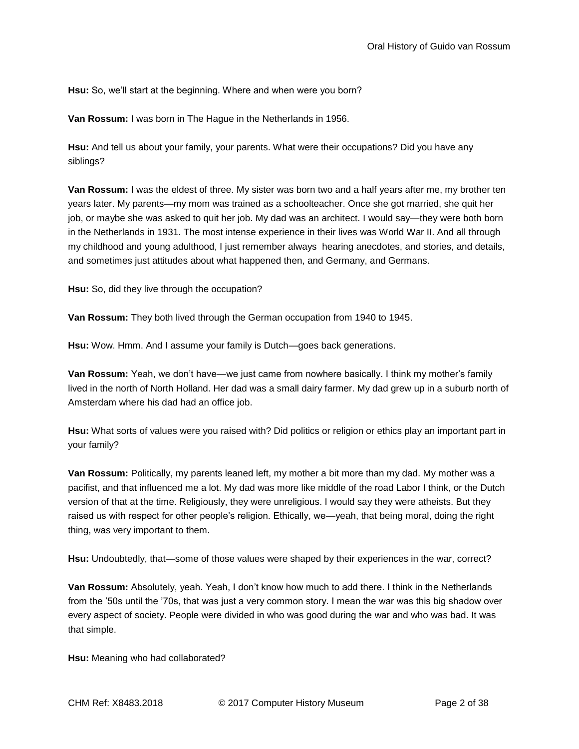**Hsu:** So, we'll start at the beginning. Where and when were you born?

**Van Rossum:** I was born in The Hague in the Netherlands in 1956.

**Hsu:** And tell us about your family, your parents. What were their occupations? Did you have any siblings?

**Van Rossum:** I was the eldest of three. My sister was born two and a half years after me, my brother ten years later. My parents—my mom was trained as a schoolteacher. Once she got married, she quit her job, or maybe she was asked to quit her job. My dad was an architect. I would say—they were both born in the Netherlands in 1931. The most intense experience in their lives was World War II. And all through my childhood and young adulthood, I just remember always hearing anecdotes, and stories, and details, and sometimes just attitudes about what happened then, and Germany, and Germans.

**Hsu:** So, did they live through the occupation?

**Van Rossum:** They both lived through the German occupation from 1940 to 1945.

**Hsu:** Wow. Hmm. And I assume your family is Dutch—goes back generations.

**Van Rossum:** Yeah, we don't have—we just came from nowhere basically. I think my mother's family lived in the north of North Holland. Her dad was a small dairy farmer. My dad grew up in a suburb north of Amsterdam where his dad had an office job.

**Hsu:** What sorts of values were you raised with? Did politics or religion or ethics play an important part in your family?

**Van Rossum:** Politically, my parents leaned left, my mother a bit more than my dad. My mother was a pacifist, and that influenced me a lot. My dad was more like middle of the road Labor I think, or the Dutch version of that at the time. Religiously, they were unreligious. I would say they were atheists. But they raised us with respect for other people's religion. Ethically, we—yeah, that being moral, doing the right thing, was very important to them.

**Hsu:** Undoubtedly, that—some of those values were shaped by their experiences in the war, correct?

**Van Rossum:** Absolutely, yeah. Yeah, I don't know how much to add there. I think in the Netherlands from the '50s until the '70s, that was just a very common story. I mean the war was this big shadow over every aspect of society. People were divided in who was good during the war and who was bad. It was that simple.

**Hsu:** Meaning who had collaborated?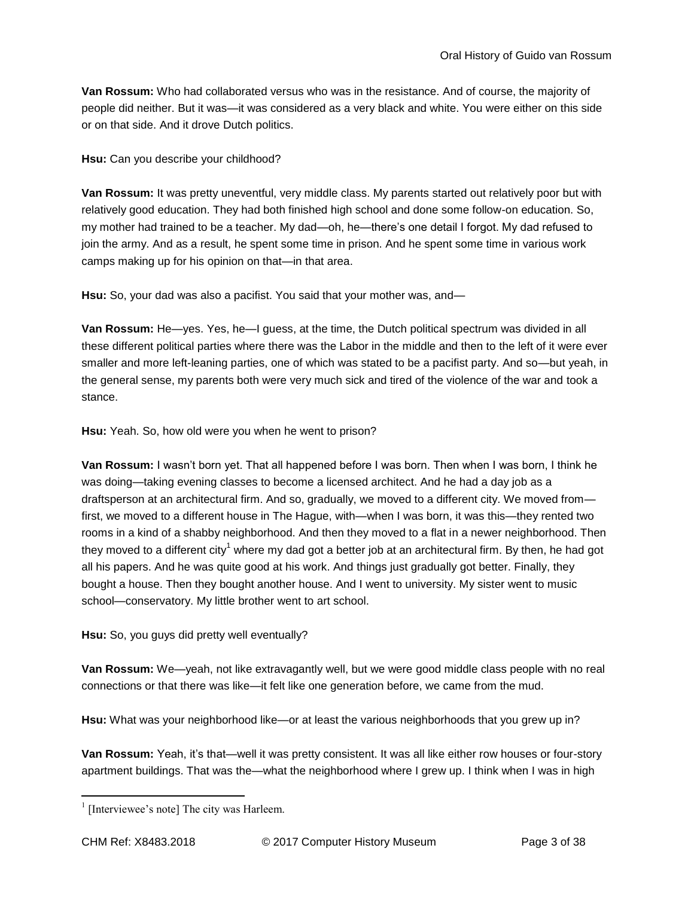**Van Rossum:** Who had collaborated versus who was in the resistance. And of course, the majority of people did neither. But it was—it was considered as a very black and white. You were either on this side or on that side. And it drove Dutch politics.

**Hsu:** Can you describe your childhood?

**Van Rossum:** It was pretty uneventful, very middle class. My parents started out relatively poor but with relatively good education. They had both finished high school and done some follow-on education. So, my mother had trained to be a teacher. My dad—oh, he—there's one detail I forgot. My dad refused to join the army. And as a result, he spent some time in prison. And he spent some time in various work camps making up for his opinion on that—in that area.

**Hsu:** So, your dad was also a pacifist. You said that your mother was, and—

**Van Rossum:** He—yes. Yes, he—I guess, at the time, the Dutch political spectrum was divided in all these different political parties where there was the Labor in the middle and then to the left of it were ever smaller and more left-leaning parties, one of which was stated to be a pacifist party. And so—but yeah, in the general sense, my parents both were very much sick and tired of the violence of the war and took a stance.

**Hsu:** Yeah. So, how old were you when he went to prison?

**Van Rossum:** I wasn't born yet. That all happened before I was born. Then when I was born, I think he was doing—taking evening classes to become a licensed architect. And he had a day job as a draftsperson at an architectural firm. And so, gradually, we moved to a different city. We moved from—first, we moved to a different house in The Hague, with—when I was born, it was this—they rented two rooms in a kind of a shabby neighborhood. And then they moved to a flat in a newer neighborhood. Then they moved to a different city[1] where my dad got a better job at an architectural firm. By then, he had got all his papers. And he was quite good at his work. And things just gradually got better. Finally, they bought a house. Then they bought another house. And I went to university. My sister went to music school—conservatory. My little brother went to art school.

**Hsu:** So, you guys did pretty well eventually?

**Van Rossum:** We—yeah, not like extravagantly well, but we were good middle class people with no real connections or that there was like—it felt like one generation before, we came from the mud.

**Hsu:** What was your neighborhood like—or at least the various neighborhoods that you grew up in?

**Van Rossum:** Yeah, it's that—well it was pretty consistent. It was all like either row houses or four-story apartment buildings. That was the—what the neighborhood where I grew up. I think when I was in high

---

[1] [Interviewee's note] The city was Harleem.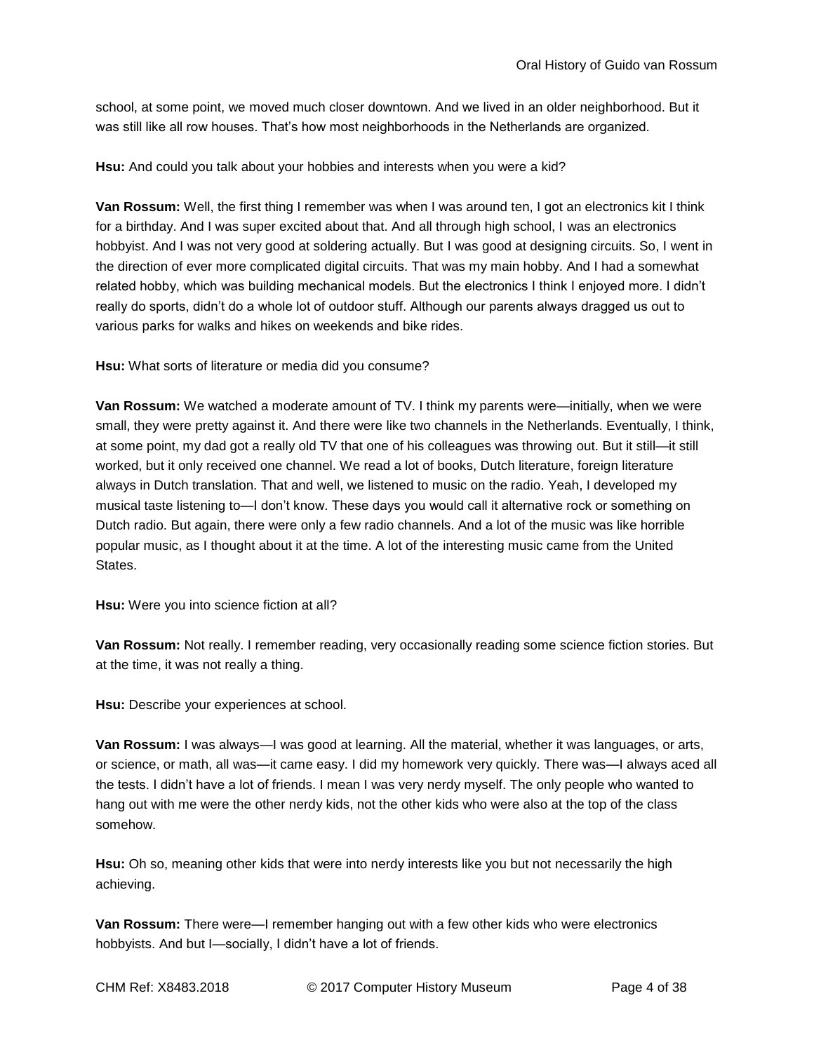school, at some point, we moved much closer downtown. And we lived in an older neighborhood. But it was still like all row houses. That's how most neighborhoods in the Netherlands are organized.

**Hsu:** And could you talk about your hobbies and interests when you were a kid?

**Van Rossum:** Well, the first thing I remember was when I was around ten, I got an electronics kit I think for a birthday. And I was super excited about that. And all through high school, I was an electronics hobbyist. And I was not very good at soldering actually. But I was good at designing circuits. So, I went in the direction of ever more complicated digital circuits. That was my main hobby. And I had a somewhat related hobby, which was building mechanical models. But the electronics I think I enjoyed more. I didn't really do sports, didn't do a whole lot of outdoor stuff. Although our parents always dragged us out to various parks for walks and hikes on weekends and bike rides.

**Hsu:** What sorts of literature or media did you consume?

**Van Rossum:** We watched a moderate amount of TV. I think my parents were—initially, when we were small, they were pretty against it. And there were like two channels in the Netherlands. Eventually, I think, at some point, my dad got a really old TV that one of his colleagues was throwing out. But it still—it still worked, but it only received one channel. We read a lot of books, Dutch literature, foreign literature always in Dutch translation. That and well, we listened to music on the radio. Yeah, I developed my musical taste listening to—I don't know. These days you would call it alternative rock or something on Dutch radio. But again, there were only a few radio channels. And a lot of the music was like horrible popular music, as I thought about it at the time. A lot of the interesting music came from the United States.

**Hsu:** Were you into science fiction at all?

**Van Rossum:** Not really. I remember reading, very occasionally reading some science fiction stories. But at the time, it was not really a thing.

**Hsu:** Describe your experiences at school.

**Van Rossum:** I was always—I was good at learning. All the material, whether it was languages, or arts, or science, or math, all was—it came easy. I did my homework very quickly. There was—I always aced all the tests. I didn't have a lot of friends. I mean I was very nerdy myself. The only people who wanted to hang out with me were the other nerdy kids, not the other kids who were also at the top of the class somehow.

**Hsu:** Oh so, meaning other kids that were into nerdy interests like you but not necessarily the high achieving.

**Van Rossum:** There were—I remember hanging out with a few other kids who were electronics hobbyists. And but I—socially, I didn't have a lot of friends.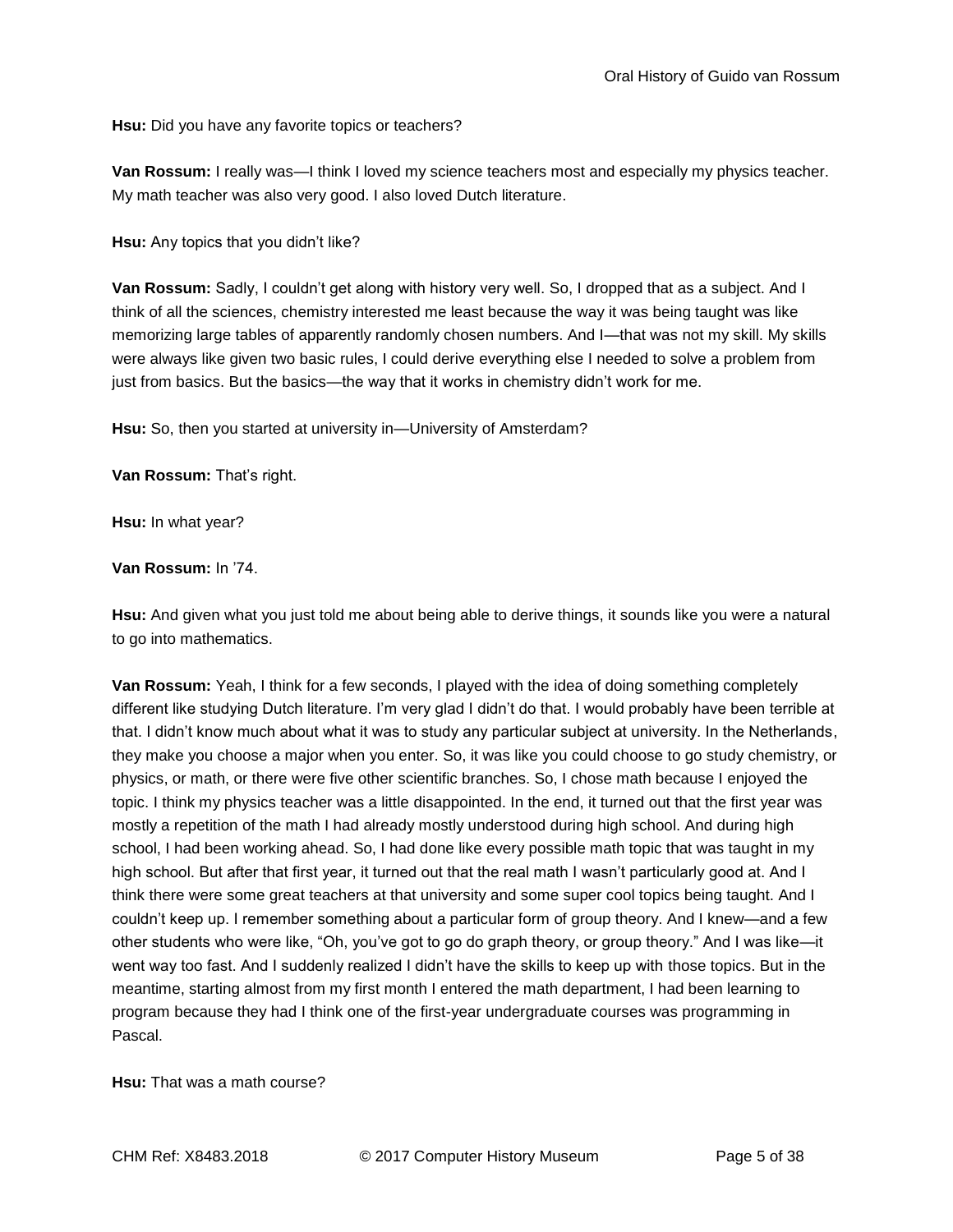**Hsu:** Did you have any favorite topics or teachers?

**Van Rossum:** I really was—I think I loved my science teachers most and especially my physics teacher. My math teacher was also very good. I also loved Dutch literature.

**Hsu:** Any topics that you didn't like?

**Van Rossum:** Sadly, I couldn't get along with history very well. So, I dropped that as a subject. And I think of all the sciences, chemistry interested me least because the way it was being taught was like memorizing large tables of apparently randomly chosen numbers. And I—that was not my skill. My skills were always like given two basic rules, I could derive everything else I needed to solve a problem from just from basics. But the basics—the way that it works in chemistry didn't work for me.

**Hsu:** So, then you started at university in—University of Amsterdam?

**Van Rossum:** That's right.

**Hsu:** In what year?

**Van Rossum:** In '74.

**Hsu:** And given what you just told me about being able to derive things, it sounds like you were a natural to go into mathematics.

**Van Rossum:** Yeah, I think for a few seconds, I played with the idea of doing something completely different like studying Dutch literature. I'm very glad I didn't do that. I would probably have been terrible at that. I didn't know much about what it was to study any particular subject at university. In the Netherlands, they make you choose a major when you enter. So, it was like you could choose to go study chemistry, or physics, or math, or there were five other scientific branches. So, I chose math because I enjoyed the topic. I think my physics teacher was a little disappointed. In the end, it turned out that the first year was mostly a repetition of the math I had already mostly understood during high school. And during high school, I had been working ahead. So, I had done like every possible math topic that was taught in my high school. But after that first year, it turned out that the real math I wasn't particularly good at. And I think there were some great teachers at that university and some super cool topics being taught. And I couldn't keep up. I remember something about a particular form of group theory. And I knew—and a few other students who were like, "Oh, you've got to go do graph theory, or group theory." And I was like—it went way too fast. And I suddenly realized I didn't have the skills to keep up with those topics. But in the meantime, starting almost from my first month I entered the math department, I had been learning to program because they had I think one of the first-year undergraduate courses was programming in Pascal.

**Hsu:** That was a math course?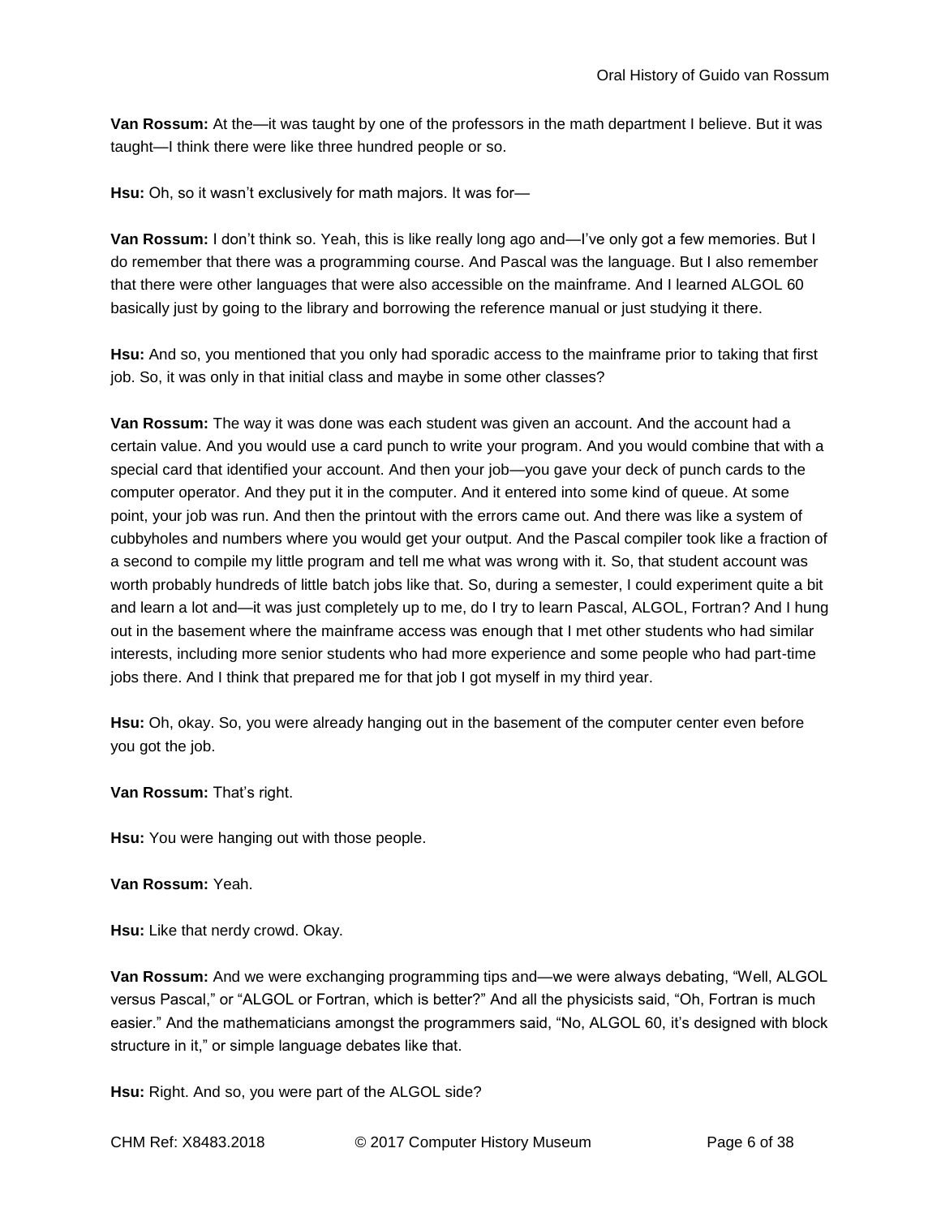**Van Rossum:** At the—it was taught by one of the professors in the math department I believe. But it was taught—I think there were like three hundred people or so.

**Hsu:** Oh, so it wasn't exclusively for math majors. It was for—

**Van Rossum:** I don't think so. Yeah, this is like really long ago and—I've only got a few memories. But I do remember that there was a programming course. And Pascal was the language. But I also remember that there were other languages that were also accessible on the mainframe. And I learned ALGOL 60 basically just by going to the library and borrowing the reference manual or just studying it there.

**Hsu:** And so, you mentioned that you only had sporadic access to the mainframe prior to taking that first job. So, it was only in that initial class and maybe in some other classes?

**Van Rossum:** The way it was done was each student was given an account. And the account had a certain value. And you would use a card punch to write your program. And you would combine that with a special card that identified your account. And then your job—you gave your deck of punch cards to the computer operator. And they put it in the computer. And it entered into some kind of queue. At some point, your job was run. And then the printout with the errors came out. And there was like a system of cubbyholes and numbers where you would get your output. And the Pascal compiler took like a fraction of a second to compile my little program and tell me what was wrong with it. So, that student account was worth probably hundreds of little batch jobs like that. So, during a semester, I could experiment quite a bit and learn a lot and—it was just completely up to me, do I try to learn Pascal, ALGOL, Fortran? And I hung out in the basement where the mainframe access was enough that I met other students who had similar interests, including more senior students who had more experience and some people who had part-time jobs there. And I think that prepared me for that job I got myself in my third year.

**Hsu:** Oh, okay. So, you were already hanging out in the basement of the computer center even before you got the job.

**Van Rossum:** That's right.

**Hsu:** You were hanging out with those people.

**Van Rossum:** Yeah.

**Hsu:** Like that nerdy crowd. Okay.

**Van Rossum:** And we were exchanging programming tips and—we were always debating, "Well, ALGOL versus Pascal," or "ALGOL or Fortran, which is better?" And all the physicists said, "Oh, Fortran is much easier." And the mathematicians amongst the programmers said, "No, ALGOL 60, it's designed with block structure in it," or simple language debates like that.

**Hsu:** Right. And so, you were part of the ALGOL side?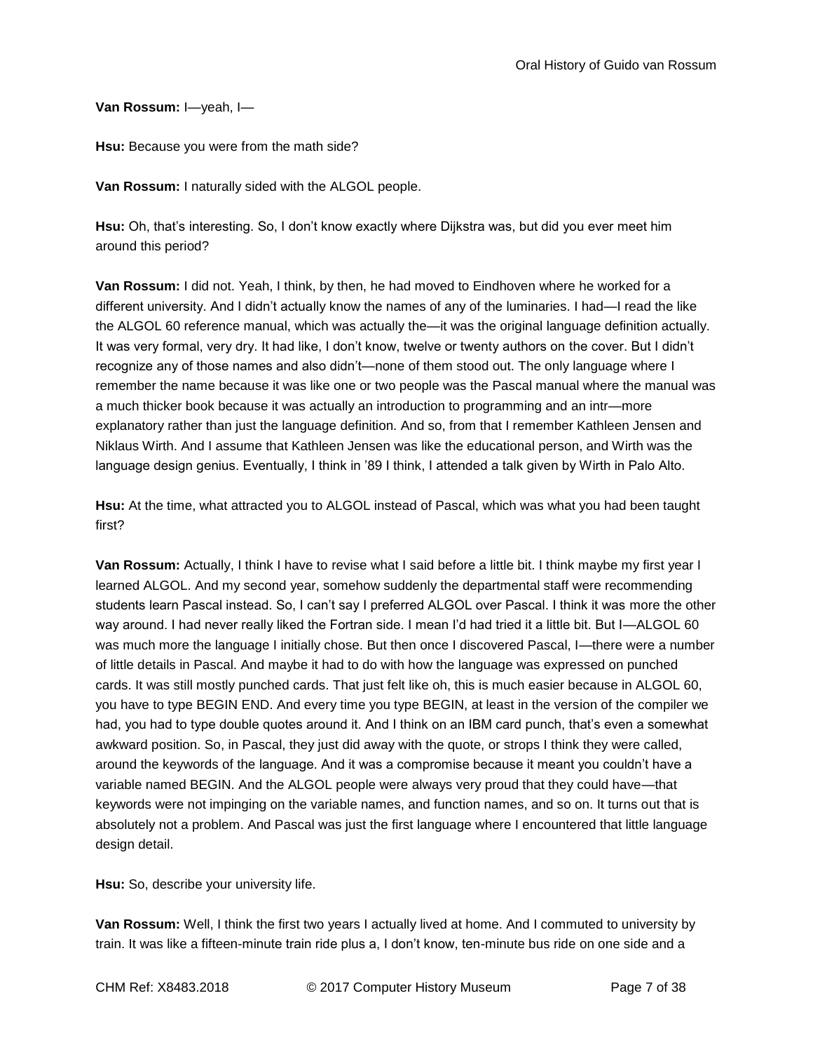**Van Rossum:** I—yeah, I—

**Hsu:** Because you were from the math side?

**Van Rossum:** I naturally sided with the ALGOL people.

**Hsu:** Oh, that's interesting. So, I don't know exactly where Dijkstra was, but did you ever meet him around this period?

**Van Rossum:** I did not. Yeah, I think, by then, he had moved to Eindhoven where he worked for a different university. And I didn't actually know the names of any of the luminaries. I had—I read the like the ALGOL 60 reference manual, which was actually the—it was the original language definition actually. It was very formal, very dry. It had like, I don't know, twelve or twenty authors on the cover. But I didn't recognize any of those names and also didn't—none of them stood out. The only language where I remember the name because it was like one or two people was the Pascal manual where the manual was a much thicker book because it was actually an introduction to programming and an intr—more explanatory rather than just the language definition. And so, from that I remember Kathleen Jensen and Niklaus Wirth. And I assume that Kathleen Jensen was like the educational person, and Wirth was the language design genius. Eventually, I think in '89 I think, I attended a talk given by Wirth in Palo Alto.

**Hsu:** At the time, what attracted you to ALGOL instead of Pascal, which was what you had been taught first?

**Van Rossum:** Actually, I think I have to revise what I said before a little bit. I think maybe my first year I learned ALGOL. And my second year, somehow suddenly the departmental staff were recommending students learn Pascal instead. So, I can't say I preferred ALGOL over Pascal. I think it was more the other way around. I had never really liked the Fortran side. I mean I'd had tried it a little bit. But I—ALGOL 60 was much more the language I initially chose. But then once I discovered Pascal, I—there were a number of little details in Pascal. And maybe it had to do with how the language was expressed on punched cards. It was still mostly punched cards. That just felt like oh, this is much easier because in ALGOL 60, you have to type BEGIN END. And every time you type BEGIN, at least in the version of the compiler we had, you had to type double quotes around it. And I think on an IBM card punch, that's even a somewhat awkward position. So, in Pascal, they just did away with the quote, or strops I think they were called, around the keywords of the language. And it was a compromise because it meant you couldn't have a variable named BEGIN. And the ALGOL people were always very proud that they could have—that keywords were not impinging on the variable names, and function names, and so on. It turns out that is absolutely not a problem. And Pascal was just the first language where I encountered that little language design detail.

**Hsu:** So, describe your university life.

**Van Rossum:** Well, I think the first two years I actually lived at home. And I commuted to university by train. It was like a fifteen-minute train ride plus a, I don't know, ten-minute bus ride on one side and a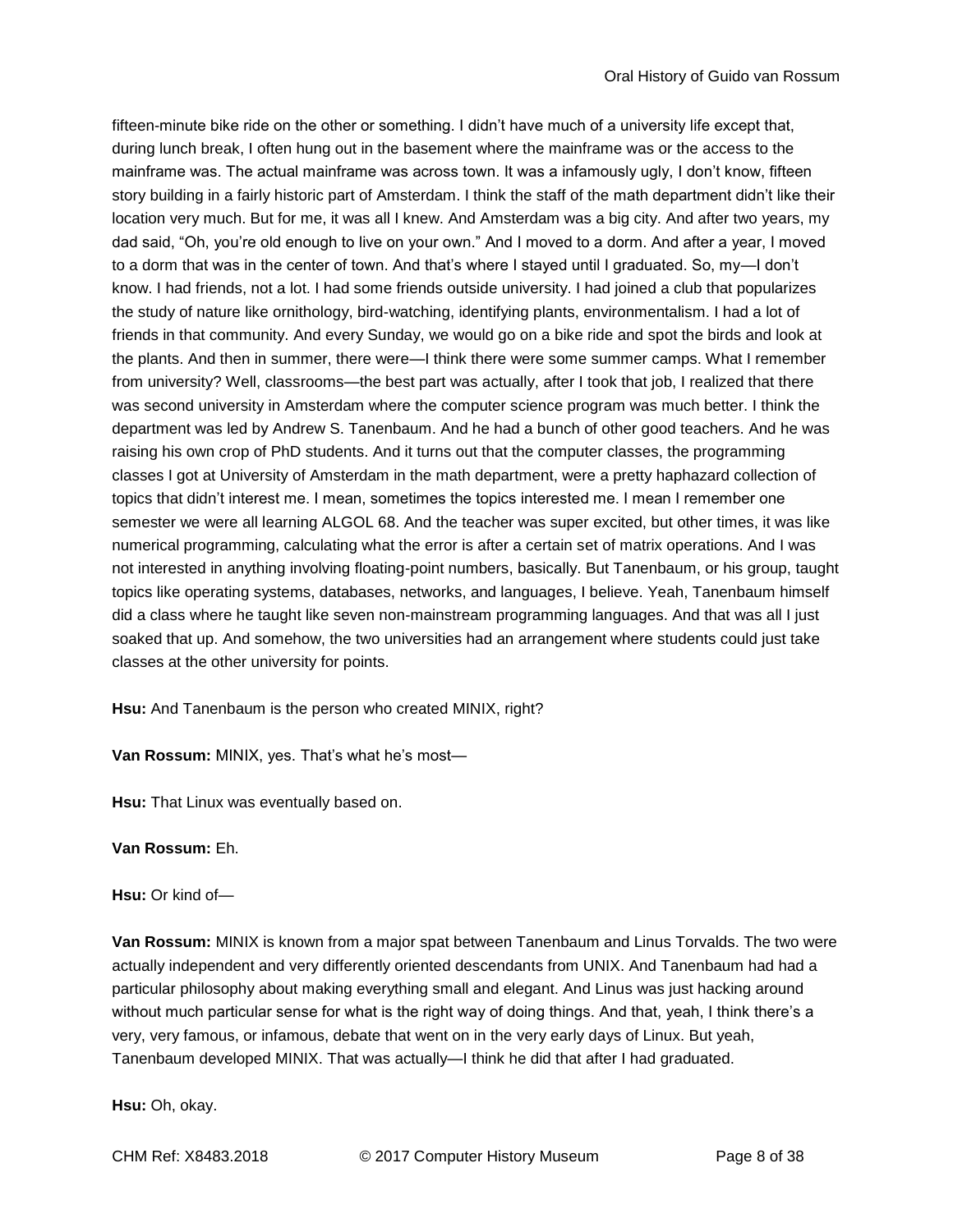fifteen-minute bike ride on the other or something. I didn't have much of a university life except that, during lunch break, I often hung out in the basement where the mainframe was or the access to the mainframe was. The actual mainframe was across town. It was a infamously ugly, I don't know, fifteen story building in a fairly historic part of Amsterdam. I think the staff of the math department didn't like their location very much. But for me, it was all I knew. And Amsterdam was a big city. And after two years, my dad said, "Oh, you're old enough to live on your own." And I moved to a dorm. And after a year, I moved to a dorm that was in the center of town. And that's where I stayed until I graduated. So, my—I don't know. I had friends, not a lot. I had some friends outside university. I had joined a club that popularizes the study of nature like ornithology, bird-watching, identifying plants, environmentalism. I had a lot of friends in that community. And every Sunday, we would go on a bike ride and spot the birds and look at the plants. And then in summer, there were—I think there were some summer camps. What I remember from university? Well, classrooms—the best part was actually, after I took that job, I realized that there was second university in Amsterdam where the computer science program was much better. I think the department was led by Andrew S. Tanenbaum. And he had a bunch of other good teachers. And he was raising his own crop of PhD students. And it turns out that the computer classes, the programming classes I got at University of Amsterdam in the math department, were a pretty haphazard collection of topics that didn't interest me. I mean, sometimes the topics interested me. I mean I remember one semester we were all learning ALGOL 68. And the teacher was super excited, but other times, it was like numerical programming, calculating what the error is after a certain set of matrix operations. And I was not interested in anything involving floating-point numbers, basically. But Tanenbaum, or his group, taught topics like operating systems, databases, networks, and languages, I believe. Yeah, Tanenbaum himself did a class where he taught like seven non-mainstream programming languages. And that was all I just soaked that up. And somehow, the two universities had an arrangement where students could just take classes at the other university for points.

**Hsu:** And Tanenbaum is the person who created MINIX, right?

**Van Rossum:** MINIX, yes. That's what he's most—

**Hsu:** That Linux was eventually based on.

**Van Rossum:** Eh.

**Hsu:** Or kind of—

**Van Rossum:** MINIX is known from a major spat between Tanenbaum and Linus Torvalds. The two were actually independent and very differently oriented descendants from UNIX. And Tanenbaum had had a particular philosophy about making everything small and elegant. And Linus was just hacking around without much particular sense for what is the right way of doing things. And that, yeah, I think there's a very, very famous, or infamous, debate that went on in the very early days of Linux. But yeah, Tanenbaum developed MINIX. That was actually—I think he did that after I had graduated.

**Hsu:** Oh, okay.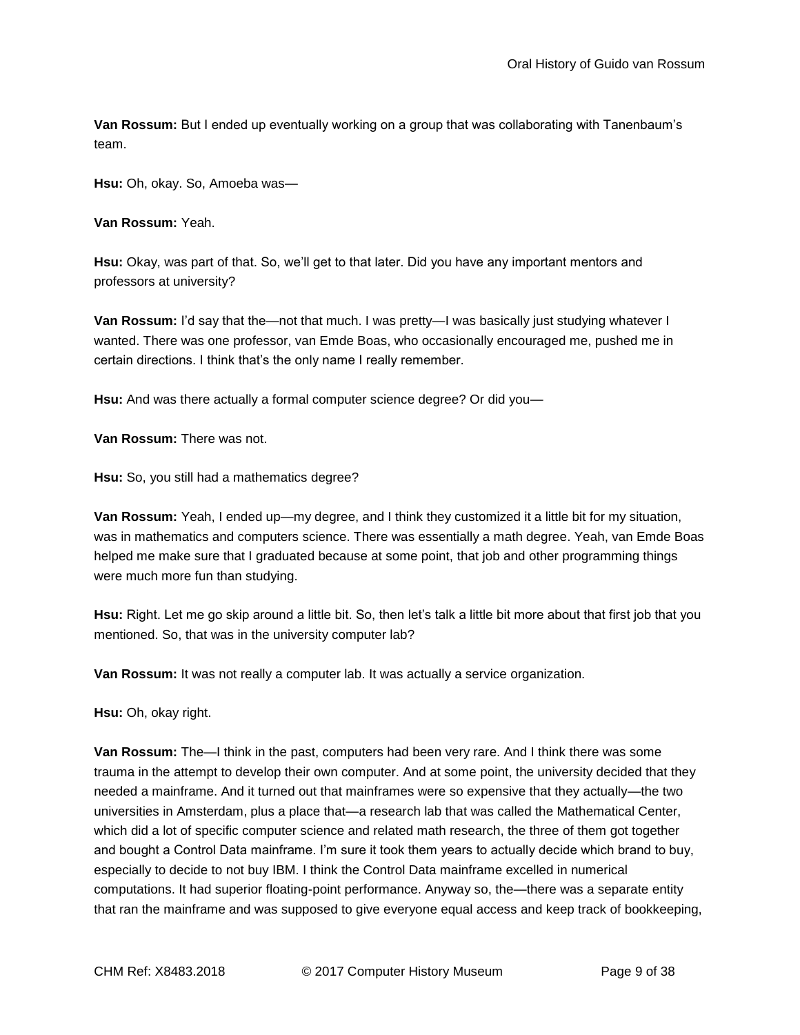**Van Rossum:** But I ended up eventually working on a group that was collaborating with Tanenbaum's team.

**Hsu:** Oh, okay. So, Amoeba was—

**Van Rossum:** Yeah.

**Hsu:** Okay, was part of that. So, we'll get to that later. Did you have any important mentors and professors at university?

**Van Rossum:** I'd say that the—not that much. I was pretty—I was basically just studying whatever I wanted. There was one professor, van Emde Boas, who occasionally encouraged me, pushed me in certain directions. I think that's the only name I really remember.

**Hsu:** And was there actually a formal computer science degree? Or did you—

**Van Rossum:** There was not.

**Hsu:** So, you still had a mathematics degree?

**Van Rossum:** Yeah, I ended up—my degree, and I think they customized it a little bit for my situation, was in mathematics and computers science. There was essentially a math degree. Yeah, van Emde Boas helped me make sure that I graduated because at some point, that job and other programming things were much more fun than studying.

**Hsu:** Right. Let me go skip around a little bit. So, then let's talk a little bit more about that first job that you mentioned. So, that was in the university computer lab?

**Van Rossum:** It was not really a computer lab. It was actually a service organization.

**Hsu:** Oh, okay right.

**Van Rossum:** The—I think in the past, computers had been very rare. And I think there was some trauma in the attempt to develop their own computer. And at some point, the university decided that they needed a mainframe. And it turned out that mainframes were so expensive that they actually—the two universities in Amsterdam, plus a place that—a research lab that was called the Mathematical Center, which did a lot of specific computer science and related math research, the three of them got together and bought a Control Data mainframe. I'm sure it took them years to actually decide which brand to buy, especially to decide to not buy IBM. I think the Control Data mainframe excelled in numerical computations. It had superior floating-point performance. Anyway so, the—there was a separate entity that ran the mainframe and was supposed to give everyone equal access and keep track of bookkeeping,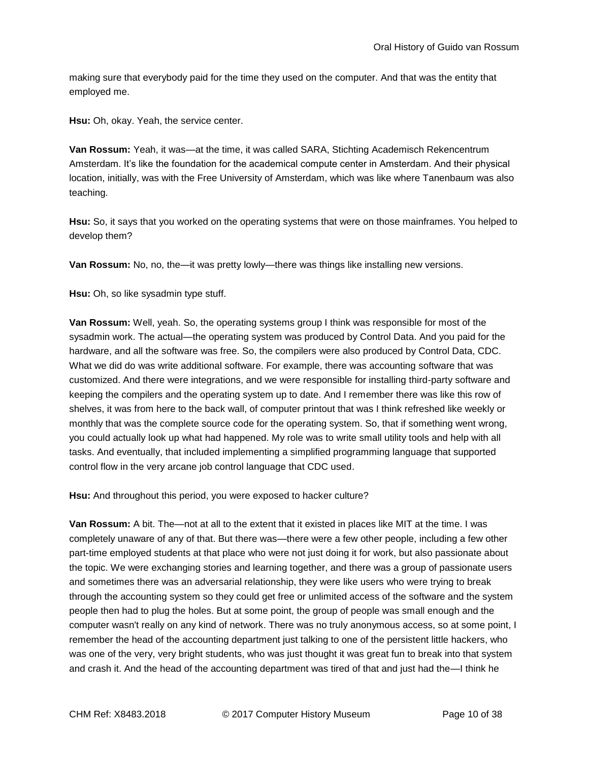making sure that everybody paid for the time they used on the computer. And that was the entity that employed me.

**Hsu:** Oh, okay. Yeah, the service center.

**Van Rossum:** Yeah, it was—at the time, it was called SARA, Stichting Academisch Rekencentrum Amsterdam. It's like the foundation for the academical compute center in Amsterdam. And their physical location, initially, was with the Free University of Amsterdam, which was like where Tanenbaum was also teaching.

**Hsu:** So, it says that you worked on the operating systems that were on those mainframes. You helped to develop them?

**Van Rossum:** No, no, the—it was pretty lowly—there was things like installing new versions.

**Hsu:** Oh, so like sysadmin type stuff.

**Van Rossum:** Well, yeah. So, the operating systems group I think was responsible for most of the sysadmin work. The actual—the operating system was produced by Control Data. And you paid for the hardware, and all the software was free. So, the compilers were also produced by Control Data, CDC. What we did do was write additional software. For example, there was accounting software that was customized. And there were integrations, and we were responsible for installing third-party software and keeping the compilers and the operating system up to date. And I remember there was like this row of shelves, it was from here to the back wall, of computer printout that was I think refreshed like weekly or monthly that was the complete source code for the operating system. So, that if something went wrong, you could actually look up what had happened. My role was to write small utility tools and help with all tasks. And eventually, that included implementing a simplified programming language that supported control flow in the very arcane job control language that CDC used.

**Hsu:** And throughout this period, you were exposed to hacker culture?

**Van Rossum:** A bit. The—not at all to the extent that it existed in places like MIT at the time. I was completely unaware of any of that. But there was—there were a few other people, including a few other part-time employed students at that place who were not just doing it for work, but also passionate about the topic. We were exchanging stories and learning together, and there was a group of passionate users and sometimes there was an adversarial relationship, they were like users who were trying to break through the accounting system so they could get free or unlimited access of the software and the system people then had to plug the holes. But at some point, the group of people was small enough and the computer wasn't really on any kind of network. There was no truly anonymous access, so at some point, I remember the head of the accounting department just talking to one of the persistent little hackers, who was one of the very, very bright students, who was just thought it was great fun to break into that system and crash it. And the head of the accounting department was tired of that and just had the—I think he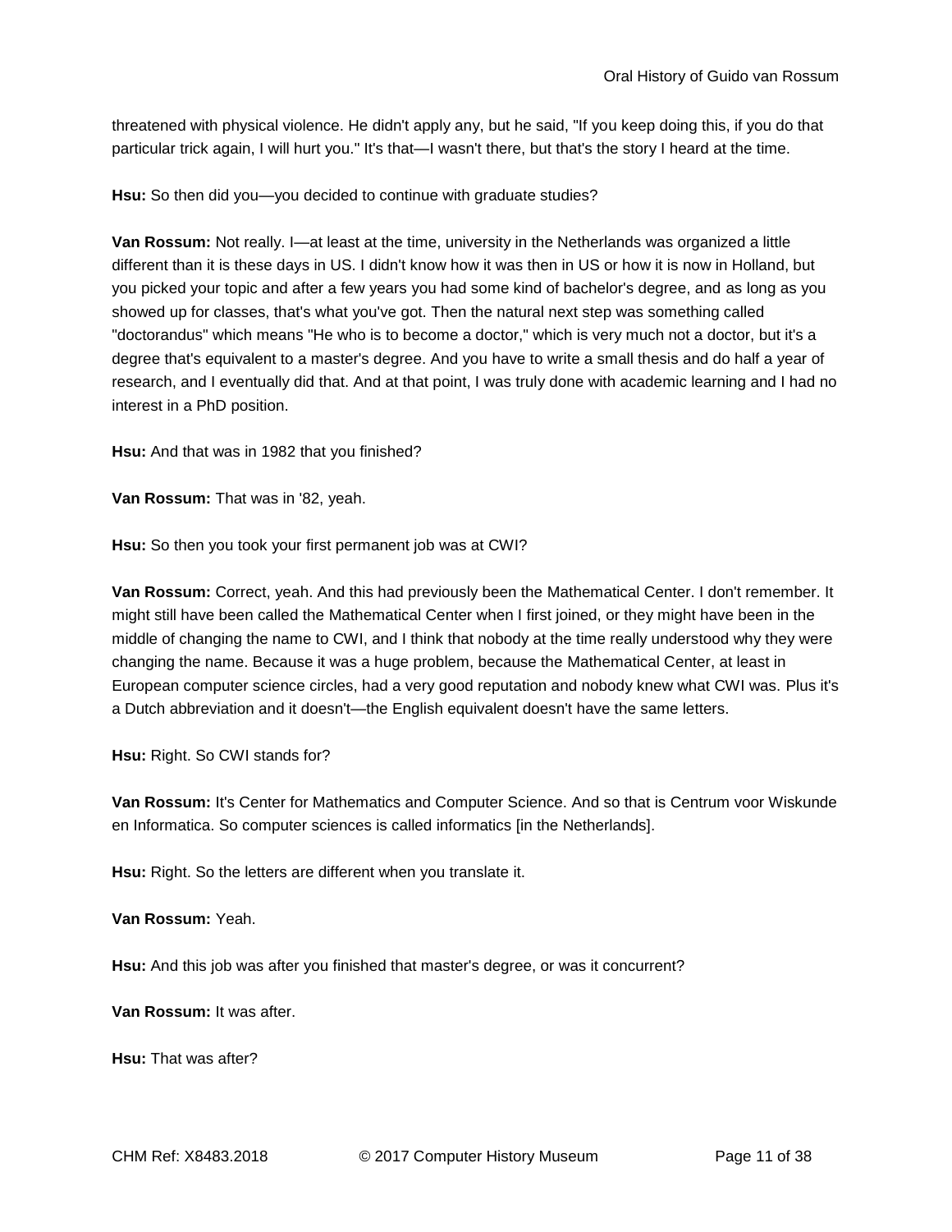threatened with physical violence. He didn't apply any, but he said, "If you keep doing this, if you do that particular trick again, I will hurt you." It's that—I wasn't there, but that's the story I heard at the time.

**Hsu:** So then did you—you decided to continue with graduate studies?

**Van Rossum:** Not really. I—at least at the time, university in the Netherlands was organized a little different than it is these days in US. I didn't know how it was then in US or how it is now in Holland, but you picked your topic and after a few years you had some kind of bachelor's degree, and as long as you showed up for classes, that's what you've got. Then the natural next step was something called "doctorandus" which means "He who is to become a doctor," which is very much not a doctor, but it's a degree that's equivalent to a master's degree. And you have to write a small thesis and do half a year of research, and I eventually did that. And at that point, I was truly done with academic learning and I had no interest in a PhD position.

**Hsu:** And that was in 1982 that you finished?

**Van Rossum:** That was in '82, yeah.

**Hsu:** So then you took your first permanent job was at CWI?

**Van Rossum:** Correct, yeah. And this had previously been the Mathematical Center. I don't remember. It might still have been called the Mathematical Center when I first joined, or they might have been in the middle of changing the name to CWI, and I think that nobody at the time really understood why they were changing the name. Because it was a huge problem, because the Mathematical Center, at least in European computer science circles, had a very good reputation and nobody knew what CWI was. Plus it's a Dutch abbreviation and it doesn't—the English equivalent doesn't have the same letters.

**Hsu:** Right. So CWI stands for?

**Van Rossum:** It's Center for Mathematics and Computer Science. And so that is Centrum voor Wiskunde en Informatica. So computer sciences is called informatics [in the Netherlands].

**Hsu:** Right. So the letters are different when you translate it.

**Van Rossum:** Yeah.

**Hsu:** And this job was after you finished that master's degree, or was it concurrent?

**Van Rossum:** It was after.

**Hsu:** That was after?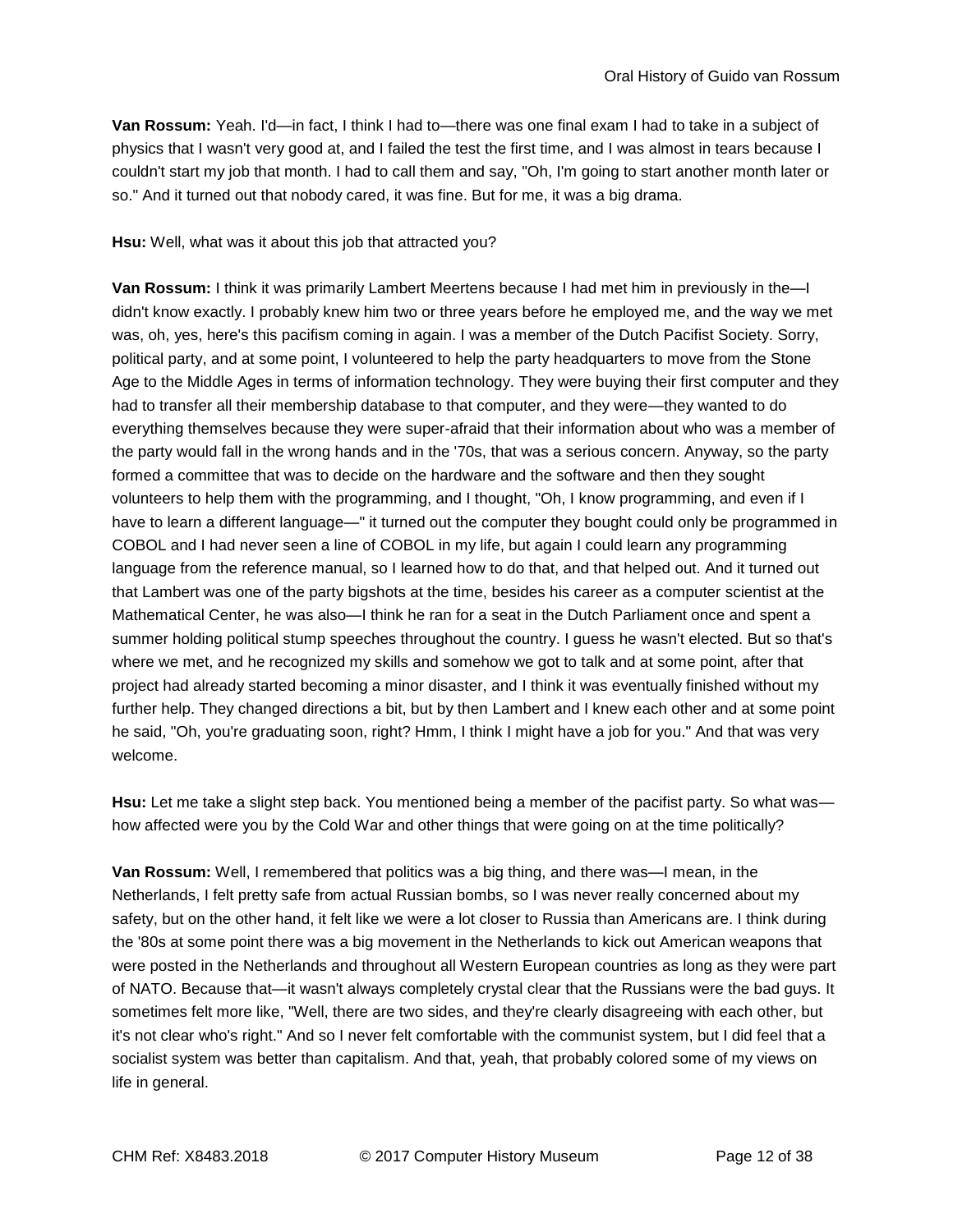**Van Rossum:** Yeah. I'd—in fact, I think I had to—there was one final exam I had to take in a subject of physics that I wasn't very good at, and I failed the test the first time, and I was almost in tears because I couldn't start my job that month. I had to call them and say, "Oh, I'm going to start another month later or so." And it turned out that nobody cared, it was fine. But for me, it was a big drama.

**Hsu:** Well, what was it about this job that attracted you?

**Van Rossum:** I think it was primarily Lambert Meertens because I had met him in previously in the—I didn't know exactly. I probably knew him two or three years before he employed me, and the way we met was, oh, yes, here's this pacifism coming in again. I was a member of the Dutch Pacifist Society. Sorry, political party, and at some point, I volunteered to help the party headquarters to move from the Stone Age to the Middle Ages in terms of information technology. They were buying their first computer and they had to transfer all their membership database to that computer, and they were—they wanted to do everything themselves because they were super-afraid that their information about who was a member of the party would fall in the wrong hands and in the '70s, that was a serious concern. Anyway, so the party formed a committee that was to decide on the hardware and the software and then they sought volunteers to help them with the programming, and I thought, "Oh, I know programming, and even if I have to learn a different language—" it turned out the computer they bought could only be programmed in COBOL and I had never seen a line of COBOL in my life, but again I could learn any programming language from the reference manual, so I learned how to do that, and that helped out. And it turned out that Lambert was one of the party bigshots at the time, besides his career as a computer scientist at the Mathematical Center, he was also—I think he ran for a seat in the Dutch Parliament once and spent a summer holding political stump speeches throughout the country. I guess he wasn't elected. But so that's where we met, and he recognized my skills and somehow we got to talk and at some point, after that project had already started becoming a minor disaster, and I think it was eventually finished without my further help. They changed directions a bit, but by then Lambert and I knew each other and at some point he said, "Oh, you're graduating soon, right? Hmm, I think I might have a job for you." And that was very welcome.

**Hsu:** Let me take a slight step back. You mentioned being a member of the pacifist party. So what was—how affected were you by the Cold War and other things that were going on at the time politically?

**Van Rossum:** Well, I remembered that politics was a big thing, and there was—I mean, in the Netherlands, I felt pretty safe from actual Russian bombs, so I was never really concerned about my safety, but on the other hand, it felt like we were a lot closer to Russia than Americans are. I think during the '80s at some point there was a big movement in the Netherlands to kick out American weapons that were posted in the Netherlands and throughout all Western European countries as long as they were part of NATO. Because that—it wasn't always completely crystal clear that the Russians were the bad guys. It sometimes felt more like, "Well, there are two sides, and they're clearly disagreeing with each other, but it's not clear who's right." And so I never felt comfortable with the communist system, but I did feel that a socialist system was better than capitalism. And that, yeah, that probably colored some of my views on life in general.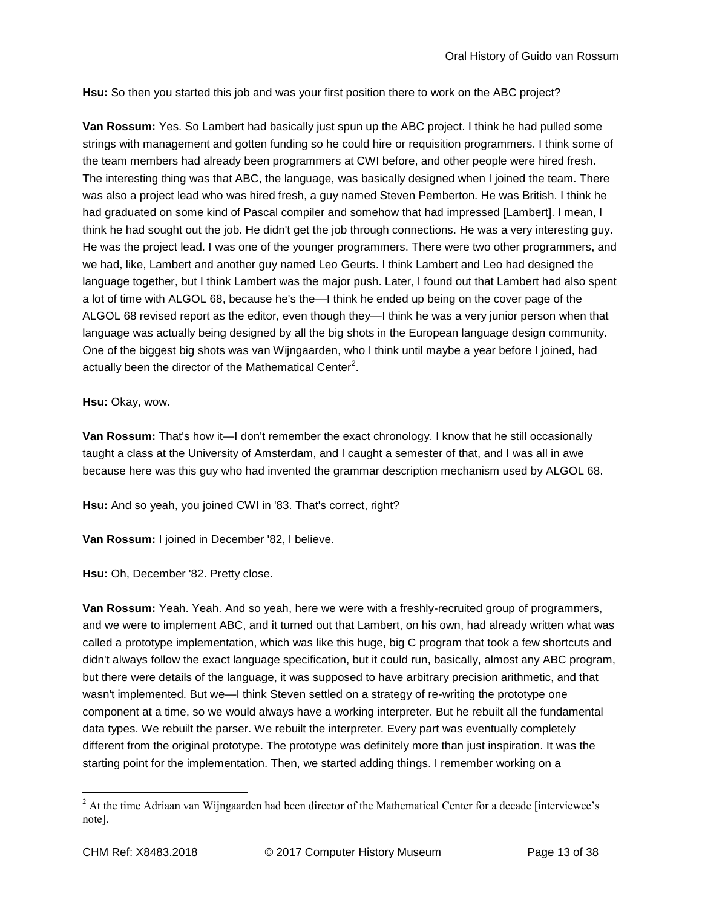**Hsu:** So then you started this job and was your first position there to work on the ABC project?

**Van Rossum:** Yes. So Lambert had basically just spun up the ABC project. I think he had pulled some strings with management and gotten funding so he could hire or requisition programmers. I think some of the team members had already been programmers at CWI before, and other people were hired fresh. The interesting thing was that ABC, the language, was basically designed when I joined the team. There was also a project lead who was hired fresh, a guy named Steven Pemberton. He was British. I think he had graduated on some kind of Pascal compiler and somehow that had impressed [Lambert]. I mean, I think he had sought out the job. He didn't get the job through connections. He was a very interesting guy. He was the project lead. I was one of the younger programmers. There were two other programmers, and we had, like, Lambert and another guy named Leo Geurts. I think Lambert and Leo had designed the language together, but I think Lambert was the major push. Later, I found out that Lambert had also spent a lot of time with ALGOL 68, because he's the—I think he ended up being on the cover page of the ALGOL 68 revised report as the editor, even though they—I think he was a very junior person when that language was actually being designed by all the big shots in the European language design community. One of the biggest big shots was van Wijngaarden, who I think until maybe a year before I joined, had actually been the director of the Mathematical Center[2].

**Hsu:** Okay, wow.

**Van Rossum:** That's how it—I don't remember the exact chronology. I know that he still occasionally taught a class at the University of Amsterdam, and I caught a semester of that, and I was all in awe because here was this guy who had invented the grammar description mechanism used by ALGOL 68.

**Hsu:** And so yeah, you joined CWI in '83. That's correct, right?

**Van Rossum:** I joined in December '82, I believe.

**Hsu:** Oh, December '82. Pretty close.

**Van Rossum:** Yeah. Yeah. And so yeah, here we were with a freshly-recruited group of programmers, and we were to implement ABC, and it turned out that Lambert, on his own, had already written what was called a prototype implementation, which was like this huge, big C program that took a few shortcuts and didn't always follow the exact language specification, but it could run, basically, almost any ABC program, but there were details of the language, it was supposed to have arbitrary precision arithmetic, and that wasn't implemented. But we—I think Steven settled on a strategy of re-writing the prototype one component at a time, so we would always have a working interpreter. But he rebuilt all the fundamental data types. We rebuilt the parser. We rebuilt the interpreter. Every part was eventually completely different from the original prototype. The prototype was definitely more than just inspiration. It was the starting point for the implementation. Then, we started adding things. I remember working on a

---

[2] At the time Adriaan van Wijngaarden had been director of the Mathematical Center for a decade [interviewee's note].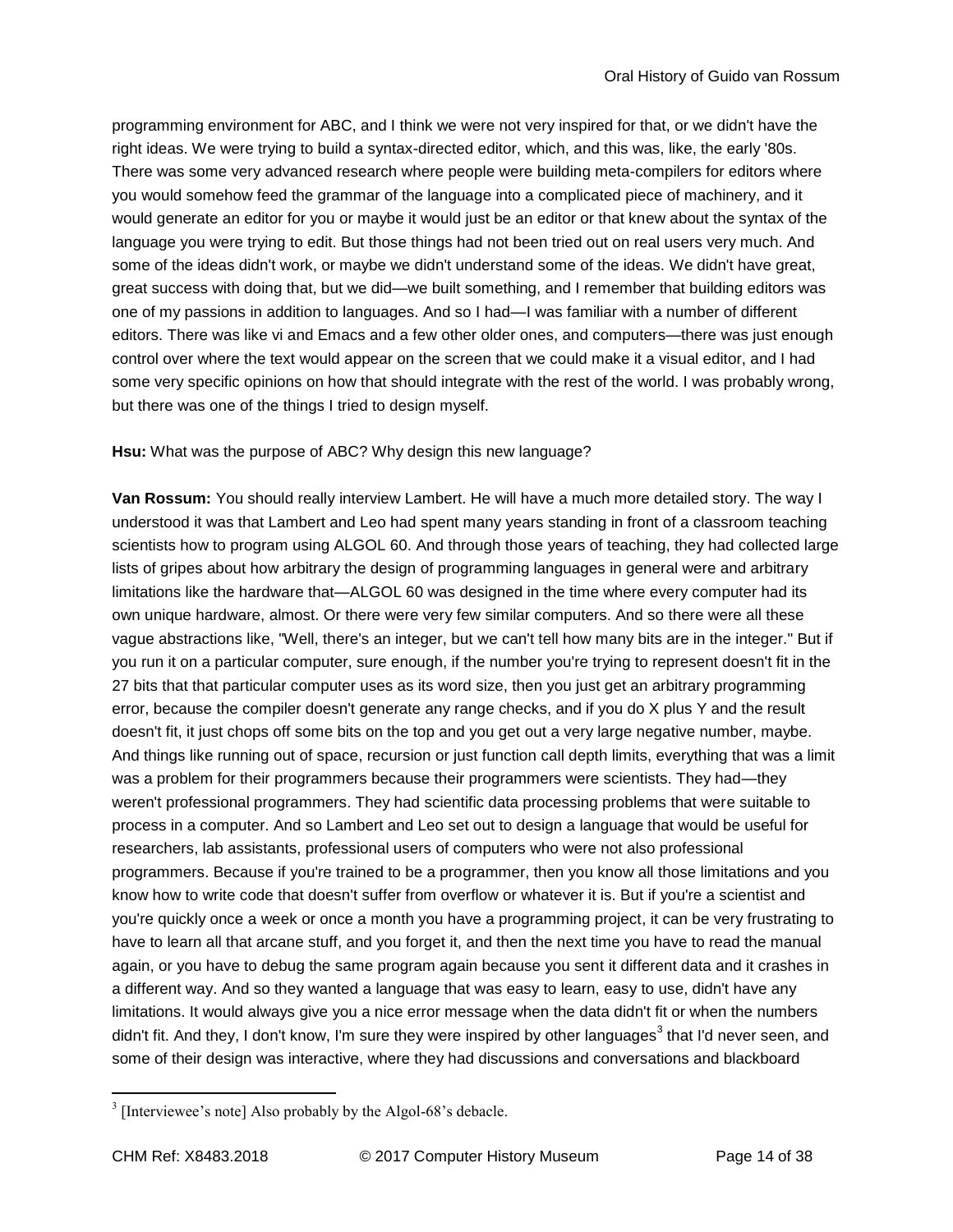programming environment for ABC, and I think we were not very inspired for that, or we didn't have the right ideas. We were trying to build a syntax-directed editor, which, and this was, like, the early '80s. There was some very advanced research where people were building meta-compilers for editors where you would somehow feed the grammar of the language into a complicated piece of machinery, and it would generate an editor for you or maybe it would just be an editor or that knew about the syntax of the language you were trying to edit. But those things had not been tried out on real users very much. And some of the ideas didn't work, or maybe we didn't understand some of the ideas. We didn't have great, great success with doing that, but we did—we built something, and I remember that building editors was one of my passions in addition to languages. And so I had—I was familiar with a number of different editors. There was like vi and Emacs and a few other older ones, and computers—there was just enough control over where the text would appear on the screen that we could make it a visual editor, and I had some very specific opinions on how that should integrate with the rest of the world. I was probably wrong, but there was one of the things I tried to design myself.

**Hsu:** What was the purpose of ABC? Why design this new language?

**Van Rossum:** You should really interview Lambert. He will have a much more detailed story. The way I understood it was that Lambert and Leo had spent many years standing in front of a classroom teaching scientists how to program using ALGOL 60. And through those years of teaching, they had collected large lists of gripes about how arbitrary the design of programming languages in general were and arbitrary limitations like the hardware that—ALGOL 60 was designed in the time where every computer had its own unique hardware, almost. Or there were very few similar computers. And so there were all these vague abstractions like, "Well, there's an integer, but we can't tell how many bits are in the integer." But if you run it on a particular computer, sure enough, if the number you're trying to represent doesn't fit in the 27 bits that that particular computer uses as its word size, then you just get an arbitrary programming error, because the compiler doesn't generate any range checks, and if you do X plus Y and the result doesn't fit, it just chops off some bits on the top and you get out a very large negative number, maybe. And things like running out of space, recursion or just function call depth limits, everything that was a limit was a problem for their programmers because their programmers were scientists. They had—they weren't professional programmers. They had scientific data processing problems that were suitable to process in a computer. And so Lambert and Leo set out to design a language that would be useful for researchers, lab assistants, professional users of computers who were not also professional programmers. Because if you're trained to be a programmer, then you know all those limitations and you know how to write code that doesn't suffer from overflow or whatever it is. But if you're a scientist and you're quickly once a week or once a month you have a programming project, it can be very frustrating to have to learn all that arcane stuff, and you forget it, and then the next time you have to read the manual again, or you have to debug the same program again because you sent it different data and it crashes in a different way. And so they wanted a language that was easy to learn, easy to use, didn't have any limitations. It would always give you a nice error message when the data didn't fit or when the numbers didn't fit. And they, I don't know, I'm sure they were inspired by other languages[3] that I'd never seen, and some of their design was interactive, where they had discussions and conversations and blackboard

[3] [Interviewee's note] Also probably by the Algol-68's debacle.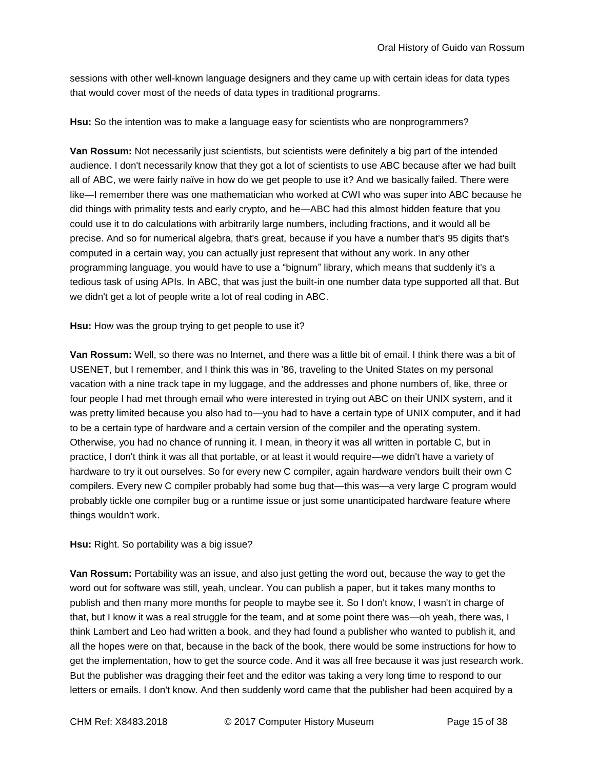sessions with other well-known language designers and they came up with certain ideas for data types that would cover most of the needs of data types in traditional programs.

**Hsu:** So the intention was to make a language easy for scientists who are nonprogrammers?

**Van Rossum:** Not necessarily just scientists, but scientists were definitely a big part of the intended audience. I don't necessarily know that they got a lot of scientists to use ABC because after we had built all of ABC, we were fairly naïve in how do we get people to use it? And we basically failed. There were like—I remember there was one mathematician who worked at CWI who was super into ABC because he did things with primality tests and early crypto, and he—ABC had this almost hidden feature that you could use it to do calculations with arbitrarily large numbers, including fractions, and it would all be precise. And so for numerical algebra, that's great, because if you have a number that's 95 digits that's computed in a certain way, you can actually just represent that without any work. In any other programming language, you would have to use a "bignum" library, which means that suddenly it's a tedious task of using APIs. In ABC, that was just the built-in one number data type supported all that. But we didn't get a lot of people write a lot of real coding in ABC.

**Hsu:** How was the group trying to get people to use it?

**Van Rossum:** Well, so there was no Internet, and there was a little bit of email. I think there was a bit of USENET, but I remember, and I think this was in '86, traveling to the United States on my personal vacation with a nine track tape in my luggage, and the addresses and phone numbers of, like, three or four people I had met through email who were interested in trying out ABC on their UNIX system, and it was pretty limited because you also had to—you had to have a certain type of UNIX computer, and it had to be a certain type of hardware and a certain version of the compiler and the operating system. Otherwise, you had no chance of running it. I mean, in theory it was all written in portable C, but in practice, I don't think it was all that portable, or at least it would require—we didn't have a variety of hardware to try it out ourselves. So for every new C compiler, again hardware vendors built their own C compilers. Every new C compiler probably had some bug that—this was—a very large C program would probably tickle one compiler bug or a runtime issue or just some unanticipated hardware feature where things wouldn't work.

**Hsu:** Right. So portability was a big issue?

**Van Rossum:** Portability was an issue, and also just getting the word out, because the way to get the word out for software was still, yeah, unclear. You can publish a paper, but it takes many months to publish and then many more months for people to maybe see it. So I don't know, I wasn't in charge of that, but I know it was a real struggle for the team, and at some point there was—oh yeah, there was, I think Lambert and Leo had written a book, and they had found a publisher who wanted to publish it, and all the hopes were on that, because in the back of the book, there would be some instructions for how to get the implementation, how to get the source code. And it was all free because it was just research work. But the publisher was dragging their feet and the editor was taking a very long time to respond to our letters or emails. I don't know. And then suddenly word came that the publisher had been acquired by a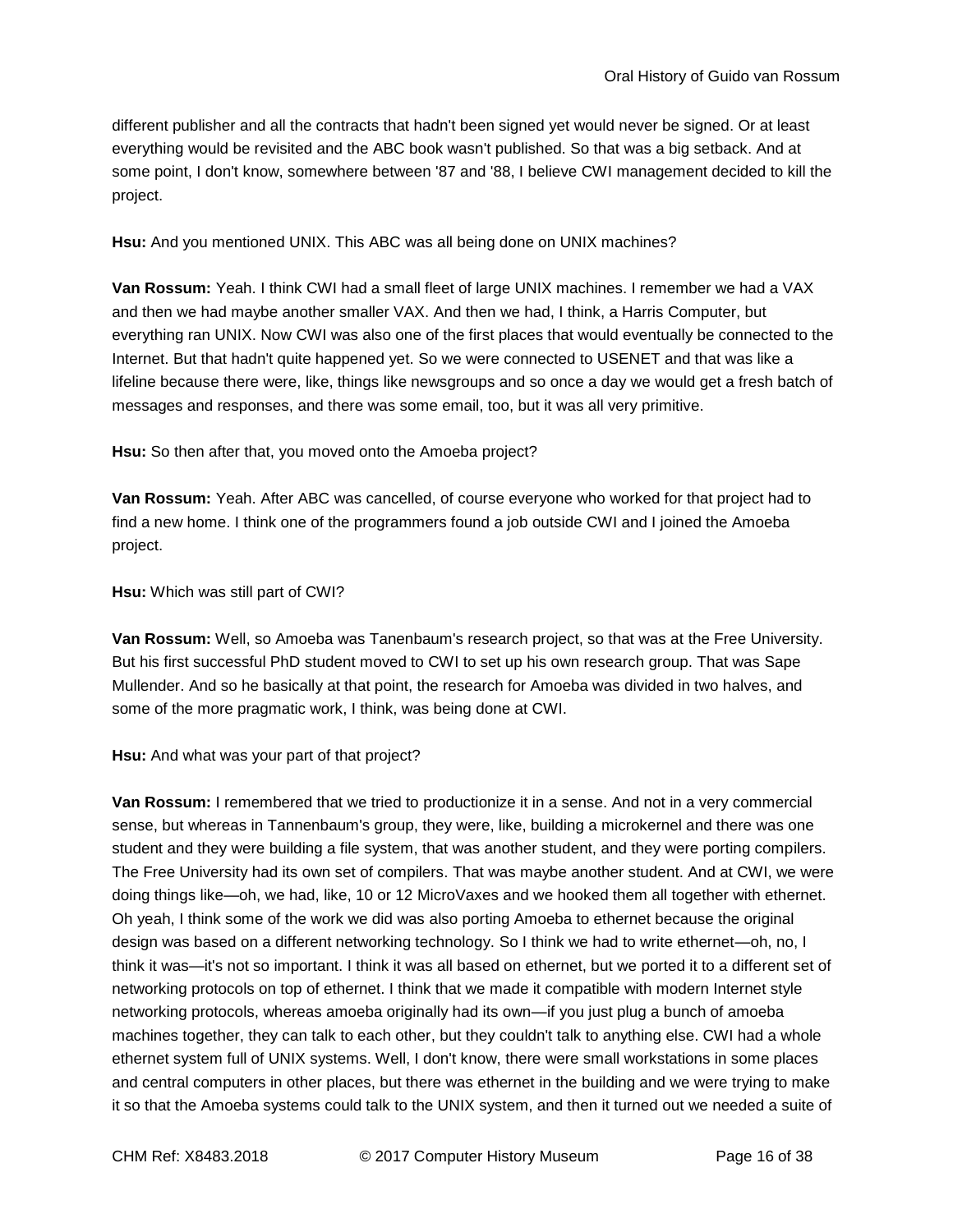different publisher and all the contracts that hadn't been signed yet would never be signed. Or at least everything would be revisited and the ABC book wasn't published. So that was a big setback. And at some point, I don't know, somewhere between '87 and '88, I believe CWI management decided to kill the project.

**Hsu:** And you mentioned UNIX. This ABC was all being done on UNIX machines?

**Van Rossum:** Yeah. I think CWI had a small fleet of large UNIX machines. I remember we had a VAX and then we had maybe another smaller VAX. And then we had, I think, a Harris Computer, but everything ran UNIX. Now CWI was also one of the first places that would eventually be connected to the Internet. But that hadn't quite happened yet. So we were connected to USENET and that was like a lifeline because there were, like, things like newsgroups and so once a day we would get a fresh batch of messages and responses, and there was some email, too, but it was all very primitive.

**Hsu:** So then after that, you moved onto the Amoeba project?

**Van Rossum:** Yeah. After ABC was cancelled, of course everyone who worked for that project had to find a new home. I think one of the programmers found a job outside CWI and I joined the Amoeba project.

**Hsu:** Which was still part of CWI?

**Van Rossum:** Well, so Amoeba was Tanenbaum's research project, so that was at the Free University. But his first successful PhD student moved to CWI to set up his own research group. That was Sape Mullender. And so he basically at that point, the research for Amoeba was divided in two halves, and some of the more pragmatic work, I think, was being done at CWI.

**Hsu:** And what was your part of that project?

**Van Rossum:** I remembered that we tried to productionize it in a sense. And not in a very commercial sense, but whereas in Tannenbaum's group, they were, like, building a microkernel and there was one student and they were building a file system, that was another student, and they were porting compilers. The Free University had its own set of compilers. That was maybe another student. And at CWI, we were doing things like—oh, we had, like, 10 or 12 MicroVaxes and we hooked them all together with ethernet. Oh yeah, I think some of the work we did was also porting Amoeba to ethernet because the original design was based on a different networking technology. So I think we had to write ethernet—oh, no, I think it was—it's not so important. I think it was all based on ethernet, but we ported it to a different set of networking protocols on top of ethernet. I think that we made it compatible with modern Internet style networking protocols, whereas amoeba originally had its own—if you just plug a bunch of amoeba machines together, they can talk to each other, but they couldn't talk to anything else. CWI had a whole ethernet system full of UNIX systems. Well, I don't know, there were small workstations in some places and central computers in other places, but there was ethernet in the building and we were trying to make it so that the Amoeba systems could talk to the UNIX system, and then it turned out we needed a suite of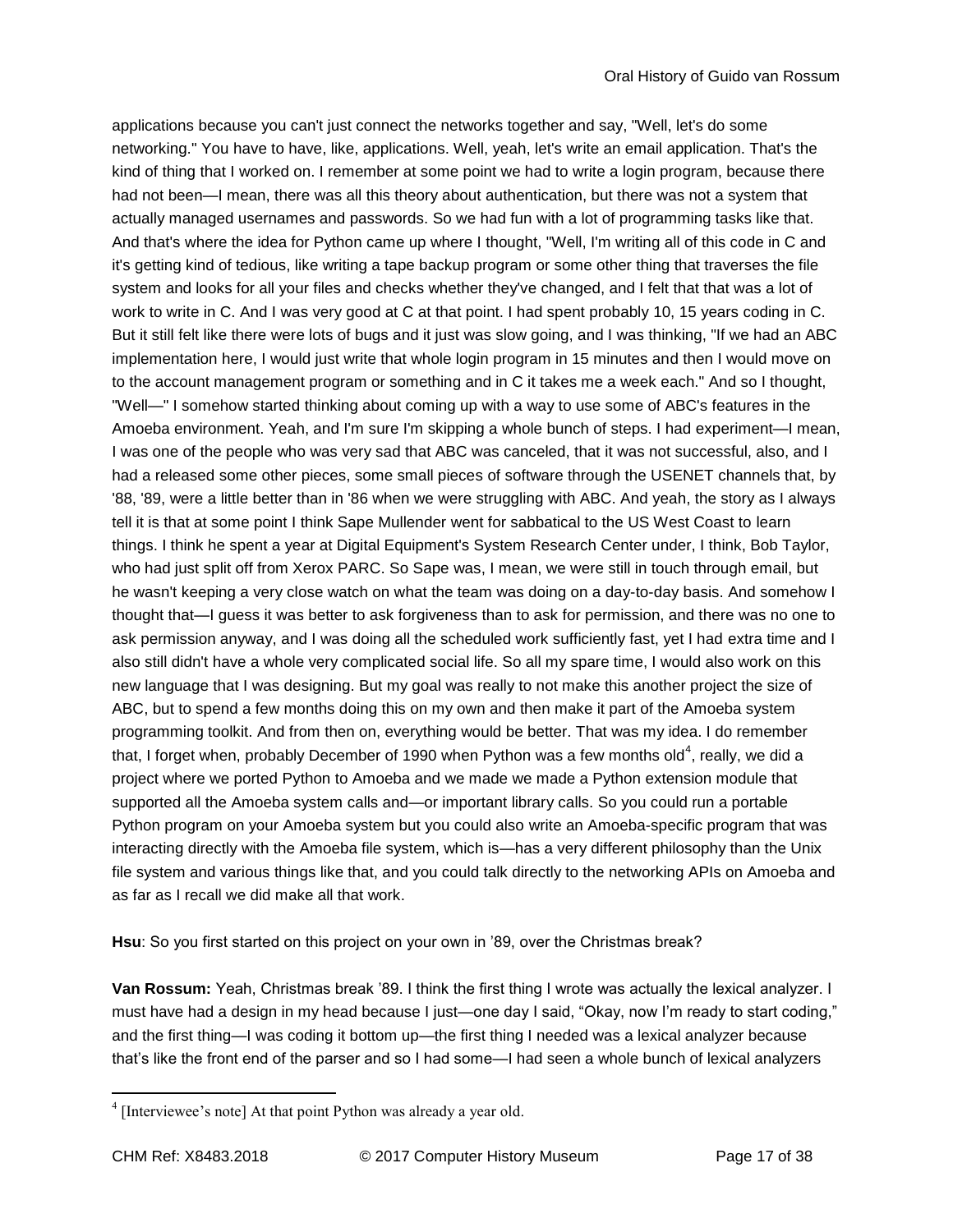applications because you can't just connect the networks together and say, "Well, let's do some networking." You have to have, like, applications. Well, yeah, let's write an email application. That's the kind of thing that I worked on. I remember at some point we had to write a login program, because there had not been—I mean, there was all this theory about authentication, but there was not a system that actually managed usernames and passwords. So we had fun with a lot of programming tasks like that. And that's where the idea for Python came up where I thought, "Well, I'm writing all of this code in C and it's getting kind of tedious, like writing a tape backup program or some other thing that traverses the file system and looks for all your files and checks whether they've changed, and I felt that that was a lot of work to write in C. And I was very good at C at that point. I had spent probably 10, 15 years coding in C. But it still felt like there were lots of bugs and it just was slow going, and I was thinking, "If we had an ABC implementation here, I would just write that whole login program in 15 minutes and then I would move on to the account management program or something and in C it takes me a week each." And so I thought, "Well—" I somehow started thinking about coming up with a way to use some of ABC's features in the Amoeba environment. Yeah, and I'm sure I'm skipping a whole bunch of steps. I had experiment—I mean, I was one of the people who was very sad that ABC was canceled, that it was not successful, also, and I had a released some other pieces, some small pieces of software through the USENET channels that, by '88, '89, were a little better than in '86 when we were struggling with ABC. And yeah, the story as I always tell it is that at some point I think Sape Mullender went for sabbatical to the US West Coast to learn things. I think he spent a year at Digital Equipment's System Research Center under, I think, Bob Taylor, who had just split off from Xerox PARC. So Sape was, I mean, we were still in touch through email, but he wasn't keeping a very close watch on what the team was doing on a day-to-day basis. And somehow I thought that—I guess it was better to ask forgiveness than to ask for permission, and there was no one to ask permission anyway, and I was doing all the scheduled work sufficiently fast, yet I had extra time and I also still didn't have a whole very complicated social life. So all my spare time, I would also work on this new language that I was designing. But my goal was really to not make this another project the size of ABC, but to spend a few months doing this on my own and then make it part of the Amoeba system programming toolkit. And from then on, everything would be better. That was my idea. I do remember that, I forget when, probably December of 1990 when Python was a few months old[4], really, we did a project where we ported Python to Amoeba and we made we made a Python extension module that supported all the Amoeba system calls and—or important library calls. So you could run a portable Python program on your Amoeba system but you could also write an Amoeba-specific program that was interacting directly with the Amoeba file system, which is—has a very different philosophy than the Unix file system and various things like that, and you could talk directly to the networking APIs on Amoeba and as far as I recall we did make all that work.

**Hsu**: So you first started on this project on your own in '89, over the Christmas break?

**Van Rossum:** Yeah, Christmas break '89. I think the first thing I wrote was actually the lexical analyzer. I must have had a design in my head because I just—one day I said, "Okay, now I'm ready to start coding," and the first thing—I was coding it bottom up—the first thing I needed was a lexical analyzer because that's like the front end of the parser and so I had some—I had seen a whole bunch of lexical analyzers

---

[4] [Interviewee's note] At that point Python was already a year old.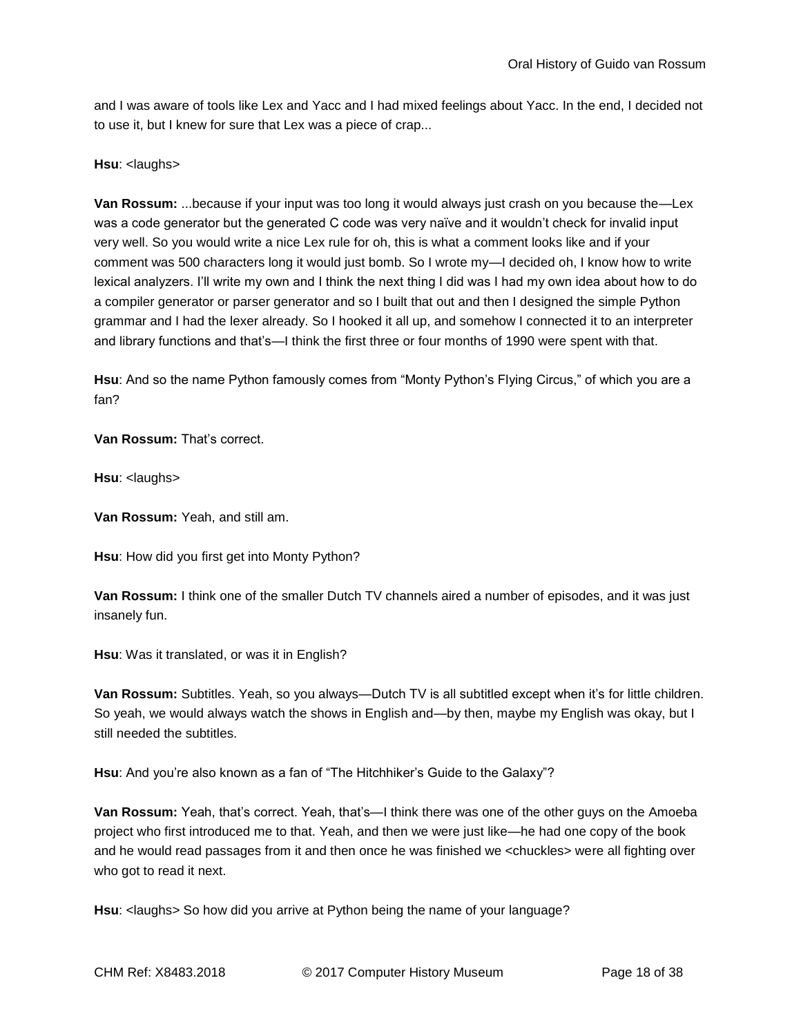and I was aware of tools like Lex and Yacc and I had mixed feelings about Yacc. In the end, I decided not to use it, but I knew for sure that Lex was a piece of crap...

**Hsu**: <laughs>

**Van Rossum:** ...because if your input was too long it would always just crash on you because the—Lex was a code generator but the generated C code was very naïve and it wouldn't check for invalid input very well. So you would write a nice Lex rule for oh, this is what a comment looks like and if your comment was 500 characters long it would just bomb. So I wrote my—I decided oh, I know how to write lexical analyzers. I'll write my own and I think the next thing I did was I had my own idea about how to do a compiler generator or parser generator and so I built that out and then I designed the simple Python grammar and I had the lexer already. So I hooked it all up, and somehow I connected it to an interpreter and library functions and that's—I think the first three or four months of 1990 were spent with that.

**Hsu**: And so the name Python famously comes from "Monty Python's Flying Circus," of which you are a fan?

**Van Rossum:** That's correct.

**Hsu**: <laughs>

**Van Rossum:** Yeah, and still am.

**Hsu**: How did you first get into Monty Python?

**Van Rossum:** I think one of the smaller Dutch TV channels aired a number of episodes, and it was just insanely fun.

**Hsu**: Was it translated, or was it in English?

**Van Rossum:** Subtitles. Yeah, so you always—Dutch TV is all subtitled except when it's for little children. So yeah, we would always watch the shows in English and—by then, maybe my English was okay, but I still needed the subtitles.

**Hsu**: And you're also known as a fan of "The Hitchhiker's Guide to the Galaxy"?

**Van Rossum:** Yeah, that's correct. Yeah, that's—I think there was one of the other guys on the Amoeba project who first introduced me to that. Yeah, and then we were just like—he had one copy of the book and he would read passages from it and then once he was finished we <chuckles> were all fighting over who got to read it next.

**Hsu**: <laughs> So how did you arrive at Python being the name of your language?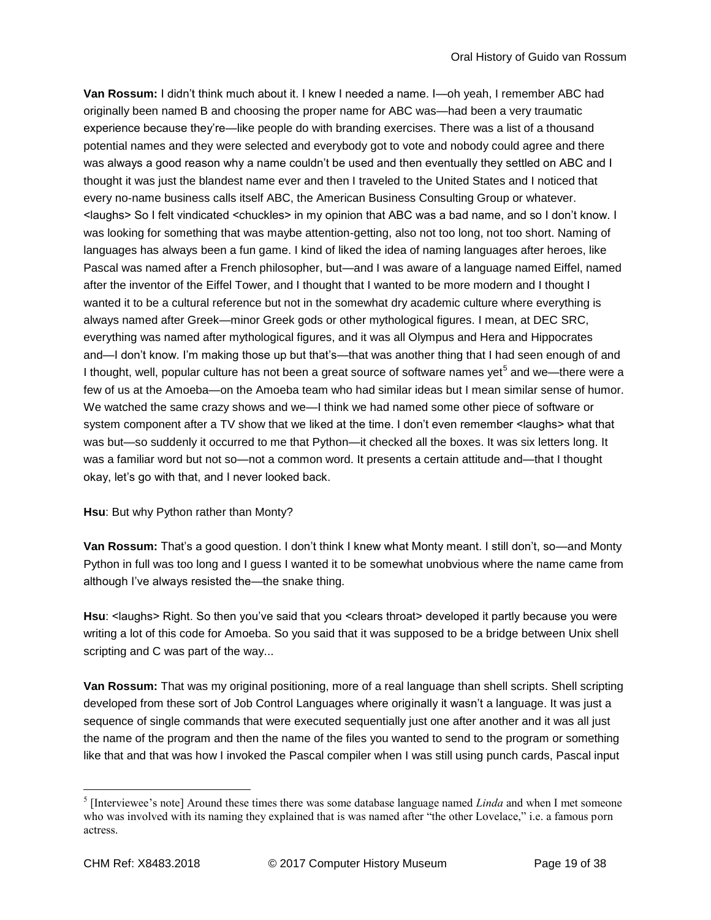**Van Rossum:** I didn't think much about it. I knew I needed a name. I—oh yeah, I remember ABC had originally been named B and choosing the proper name for ABC was—had been a very traumatic experience because they're—like people do with branding exercises. There was a list of a thousand potential names and they were selected and everybody got to vote and nobody could agree and there was always a good reason why a name couldn't be used and then eventually they settled on ABC and I thought it was just the blandest name ever and then I traveled to the United States and I noticed that every no-name business calls itself ABC, the American Business Consulting Group or whatever. <laughs> So I felt vindicated <chuckles> in my opinion that ABC was a bad name, and so I don't know. I was looking for something that was maybe attention-getting, also not too long, not too short. Naming of languages has always been a fun game. I kind of liked the idea of naming languages after heroes, like Pascal was named after a French philosopher, but—and I was aware of a language named Eiffel, named after the inventor of the Eiffel Tower, and I thought that I wanted to be more modern and I thought I wanted it to be a cultural reference but not in the somewhat dry academic culture where everything is always named after Greek—minor Greek gods or other mythological figures. I mean, at DEC SRC, everything was named after mythological figures, and it was all Olympus and Hera and Hippocrates and—I don't know. I'm making those up but that's—that was another thing that I had seen enough of and I thought, well, popular culture has not been a great source of software names yet[5] and we—there were a few of us at the Amoeba—on the Amoeba team who had similar ideas but I mean similar sense of humor. We watched the same crazy shows and we—I think we had named some other piece of software or system component after a TV show that we liked at the time. I don't even remember <laughs> what that was but—so suddenly it occurred to me that Python—it checked all the boxes. It was six letters long. It was a familiar word but not so—not a common word. It presents a certain attitude and—that I thought okay, let's go with that, and I never looked back.

**Hsu**: But why Python rather than Monty?

**Van Rossum:** That's a good question. I don't think I knew what Monty meant. I still don't, so—and Monty Python in full was too long and I guess I wanted it to be somewhat unobvious where the name came from although I've always resisted the—the snake thing.

**Hsu**: <laughs> Right. So then you've said that you <clears throat> developed it partly because you were writing a lot of this code for Amoeba. So you said that it was supposed to be a bridge between Unix shell scripting and C was part of the way...

**Van Rossum:** That was my original positioning, more of a real language than shell scripts. Shell scripting developed from these sort of Job Control Languages where originally it wasn't a language. It was just a sequence of single commands that were executed sequentially just one after another and it was all just the name of the program and then the name of the files you wanted to send to the program or something like that and that was how I invoked the Pascal compiler when I was still using punch cards, Pascal input

---

[5] [Interviewee's note] Around these times there was some database language named *Linda* and when I met someone who was involved with its naming they explained that is was named after "the other Lovelace," i.e. a famous porn actress.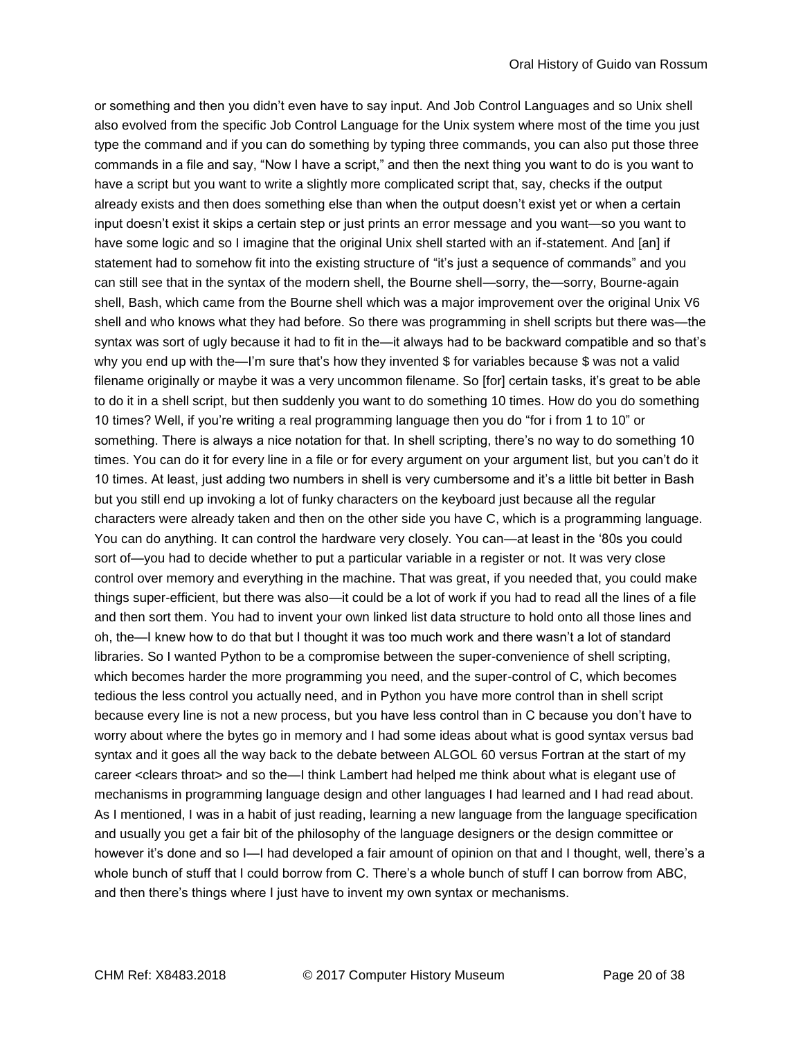or something and then you didn't even have to say input. And Job Control Languages and so Unix shell also evolved from the specific Job Control Language for the Unix system where most of the time you just type the command and if you can do something by typing three commands, you can also put those three commands in a file and say, "Now I have a script," and then the next thing you want to do is you want to have a script but you want to write a slightly more complicated script that, say, checks if the output already exists and then does something else than when the output doesn't exist yet or when a certain input doesn't exist it skips a certain step or just prints an error message and you want—so you want to have some logic and so I imagine that the original Unix shell started with an if-statement. And [an] if statement had to somehow fit into the existing structure of "it's just a sequence of commands" and you can still see that in the syntax of the modern shell, the Bourne shell—sorry, the—sorry, Bourne-again shell, Bash, which came from the Bourne shell which was a major improvement over the original Unix V6 shell and who knows what they had before. So there was programming in shell scripts but there was—the syntax was sort of ugly because it had to fit in the—it always had to be backward compatible and so that's why you end up with the—I'm sure that's how they invented $ for variables because $ was not a valid filename originally or maybe it was a very uncommon filename. So [for] certain tasks, it's great to be able to do it in a shell script, but then suddenly you want to do something 10 times. How do you do something 10 times? Well, if you're writing a real programming language then you do "for i from 1 to 10" or something. There is always a nice notation for that. In shell scripting, there's no way to do something 10 times. You can do it for every line in a file or for every argument on your argument list, but you can't do it 10 times. At least, just adding two numbers in shell is very cumbersome and it's a little bit better in Bash but you still end up invoking a lot of funky characters on the keyboard just because all the regular characters were already taken and then on the other side you have C, which is a programming language. You can do anything. It can control the hardware very closely. You can—at least in the '80s you could sort of—you had to decide whether to put a particular variable in a register or not. It was very close control over memory and everything in the machine. That was great, if you needed that, you could make things super-efficient, but there was also—it could be a lot of work if you had to read all the lines of a file and then sort them. You had to invent your own linked list data structure to hold onto all those lines and oh, the—I knew how to do that but I thought it was too much work and there wasn't a lot of standard libraries. So I wanted Python to be a compromise between the super-convenience of shell scripting, which becomes harder the more programming you need, and the super-control of C, which becomes tedious the less control you actually need, and in Python you have more control than in shell script because every line is not a new process, but you have less control than in C because you don't have to worry about where the bytes go in memory and I had some ideas about what is good syntax versus bad syntax and it goes all the way back to the debate between ALGOL 60 versus Fortran at the start of my career <clears throat> and so the—I think Lambert had helped me think about what is elegant use of mechanisms in programming language design and other languages I had learned and I had read about. As I mentioned, I was in a habit of just reading, learning a new language from the language specification and usually you get a fair bit of the philosophy of the language designers or the design committee or however it's done and so I—I had developed a fair amount of opinion on that and I thought, well, there's a whole bunch of stuff that I could borrow from C. There's a whole bunch of stuff I can borrow from ABC, and then there's things where I just have to invent my own syntax or mechanisms.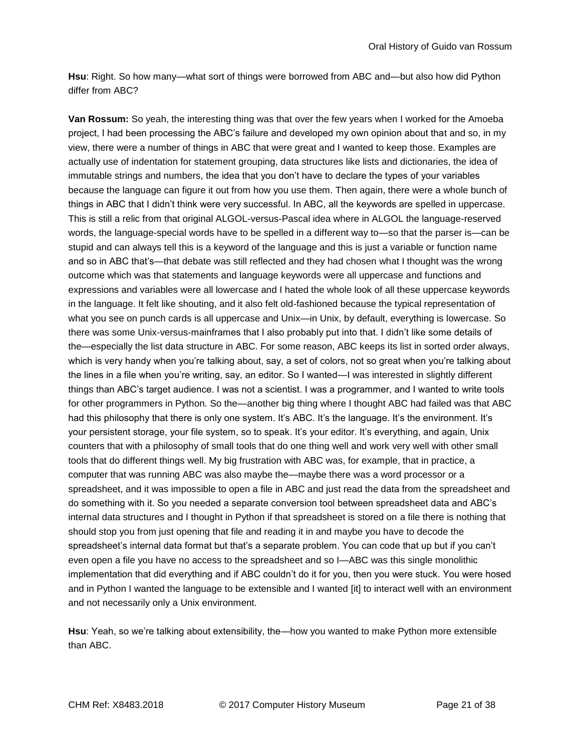**Hsu**: Right. So how many—what sort of things were borrowed from ABC and—but also how did Python differ from ABC?

**Van Rossum:** So yeah, the interesting thing was that over the few years when I worked for the Amoeba project, I had been processing the ABC's failure and developed my own opinion about that and so, in my view, there were a number of things in ABC that were great and I wanted to keep those. Examples are actually use of indentation for statement grouping, data structures like lists and dictionaries, the idea of immutable strings and numbers, the idea that you don't have to declare the types of your variables because the language can figure it out from how you use them. Then again, there were a whole bunch of things in ABC that I didn't think were very successful. In ABC, all the keywords are spelled in uppercase. This is still a relic from that original ALGOL-versus-Pascal idea where in ALGOL the language-reserved words, the language-special words have to be spelled in a different way to—so that the parser is—can be stupid and can always tell this is a keyword of the language and this is just a variable or function name and so in ABC that's—that debate was still reflected and they had chosen what I thought was the wrong outcome which was that statements and language keywords were all uppercase and functions and expressions and variables were all lowercase and I hated the whole look of all these uppercase keywords in the language. It felt like shouting, and it also felt old-fashioned because the typical representation of what you see on punch cards is all uppercase and Unix—in Unix, by default, everything is lowercase. So there was some Unix-versus-mainframes that I also probably put into that. I didn't like some details of the—especially the list data structure in ABC. For some reason, ABC keeps its list in sorted order always, which is very handy when you're talking about, say, a set of colors, not so great when you're talking about the lines in a file when you're writing, say, an editor. So I wanted—I was interested in slightly different things than ABC's target audience. I was not a scientist. I was a programmer, and I wanted to write tools for other programmers in Python. So the—another big thing where I thought ABC had failed was that ABC had this philosophy that there is only one system. It's ABC. It's the language. It's the environment. It's your persistent storage, your file system, so to speak. It's your editor. It's everything, and again, Unix counters that with a philosophy of small tools that do one thing well and work very well with other small tools that do different things well. My big frustration with ABC was, for example, that in practice, a computer that was running ABC was also maybe the—maybe there was a word processor or a spreadsheet, and it was impossible to open a file in ABC and just read the data from the spreadsheet and do something with it. So you needed a separate conversion tool between spreadsheet data and ABC's internal data structures and I thought in Python if that spreadsheet is stored on a file there is nothing that should stop you from just opening that file and reading it in and maybe you have to decode the spreadsheet's internal data format but that's a separate problem. You can code that up but if you can't even open a file you have no access to the spreadsheet and so I—ABC was this single monolithic implementation that did everything and if ABC couldn't do it for you, then you were stuck. You were hosed and in Python I wanted the language to be extensible and I wanted [it] to interact well with an environment and not necessarily only a Unix environment.

**Hsu**: Yeah, so we're talking about extensibility, the—how you wanted to make Python more extensible than ABC.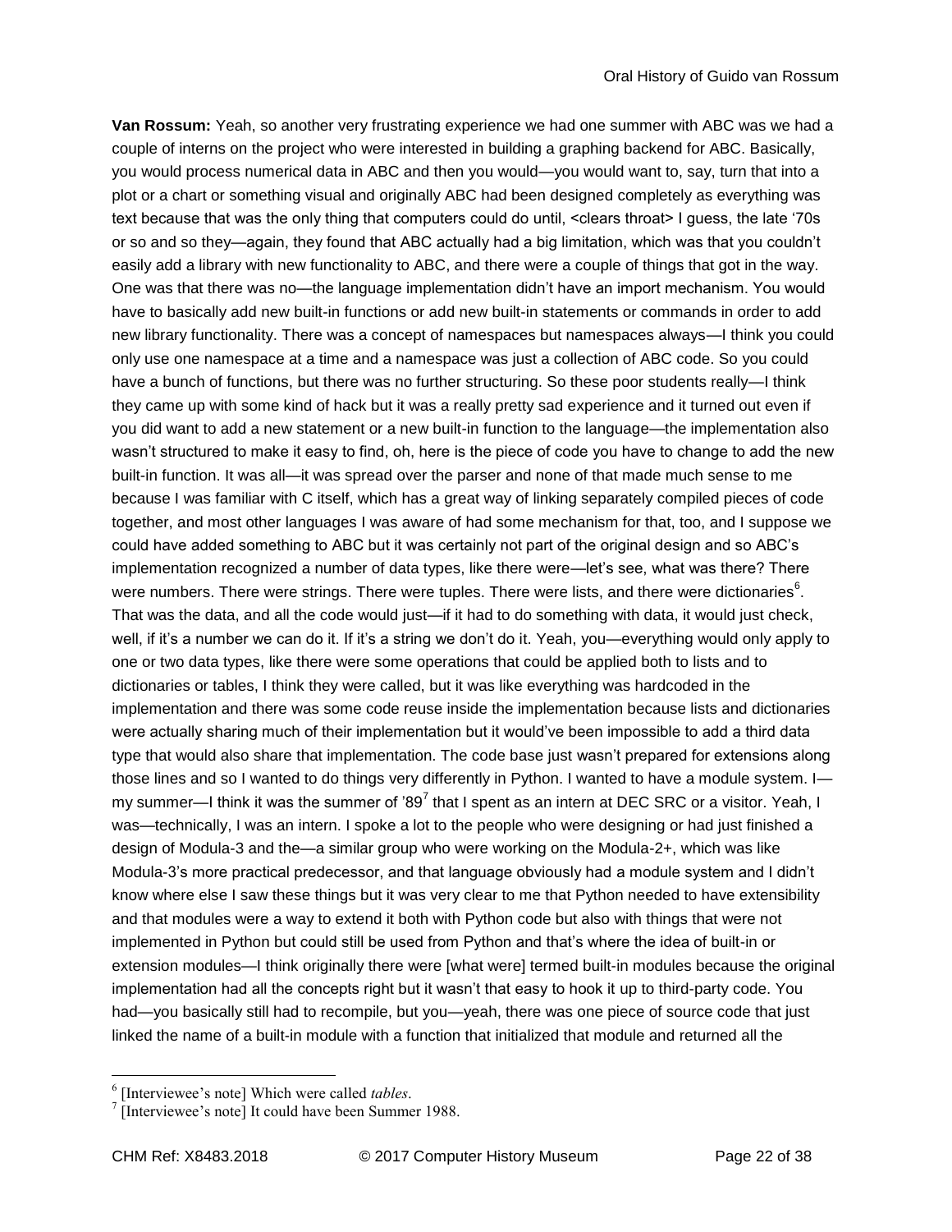**Van Rossum:** Yeah, so another very frustrating experience we had one summer with ABC was we had a couple of interns on the project who were interested in building a graphing backend for ABC. Basically, you would process numerical data in ABC and then you would—you would want to, say, turn that into a plot or a chart or something visual and originally ABC had been designed completely as everything was text because that was the only thing that computers could do until, <clears throat> I guess, the late '70s or so and so they—again, they found that ABC actually had a big limitation, which was that you couldn't easily add a library with new functionality to ABC, and there were a couple of things that got in the way. One was that there was no—the language implementation didn't have an import mechanism. You would have to basically add new built-in functions or add new built-in statements or commands in order to add new library functionality. There was a concept of namespaces but namespaces always—I think you could only use one namespace at a time and a namespace was just a collection of ABC code. So you could have a bunch of functions, but there was no further structuring. So these poor students really—I think they came up with some kind of hack but it was a really pretty sad experience and it turned out even if you did want to add a new statement or a new built-in function to the language—the implementation also wasn't structured to make it easy to find, oh, here is the piece of code you have to change to add the new built-in function. It was all—it was spread over the parser and none of that made much sense to me because I was familiar with C itself, which has a great way of linking separately compiled pieces of code together, and most other languages I was aware of had some mechanism for that, too, and I suppose we could have added something to ABC but it was certainly not part of the original design and so ABC's implementation recognized a number of data types, like there were—let's see, what was there? There were numbers. There were strings. There were tuples. There were lists, and there were dictionaries[6]. That was the data, and all the code would just—if it had to do something with data, it would just check, well, if it's a number we can do it. If it's a string we don't do it. Yeah, you—everything would only apply to one or two data types, like there were some operations that could be applied both to lists and to dictionaries or tables, I think they were called, but it was like everything was hardcoded in the implementation and there was some code reuse inside the implementation because lists and dictionaries were actually sharing much of their implementation but it would've been impossible to add a third data type that would also share that implementation. The code base just wasn't prepared for extensions along those lines and so I wanted to do things very differently in Python. I wanted to have a module system. I—my summer—I think it was the summer of '89[7] that I spent as an intern at DEC SRC or a visitor. Yeah, I was—technically, I was an intern. I spoke a lot to the people who were designing or had just finished a design of Modula-3 and the—a similar group who were working on the Modula-2+, which was like Modula-3's more practical predecessor, and that language obviously had a module system and I didn't know where else I saw these things but it was very clear to me that Python needed to have extensibility and that modules were a way to extend it both with Python code but also with things that were not implemented in Python but could still be used from Python and that's where the idea of built-in or extension modules—I think originally there were [what were] termed built-in modules because the original implementation had all the concepts right but it wasn't that easy to hook it up to third-party code. You had—you basically still had to recompile, but you—yeah, there was one piece of source code that just linked the name of a built-in module with a function that initialized that module and returned all the

---

6 [Interviewee's note] Which were called *tables*.

7 [Interviewee's note] It could have been Summer 1988.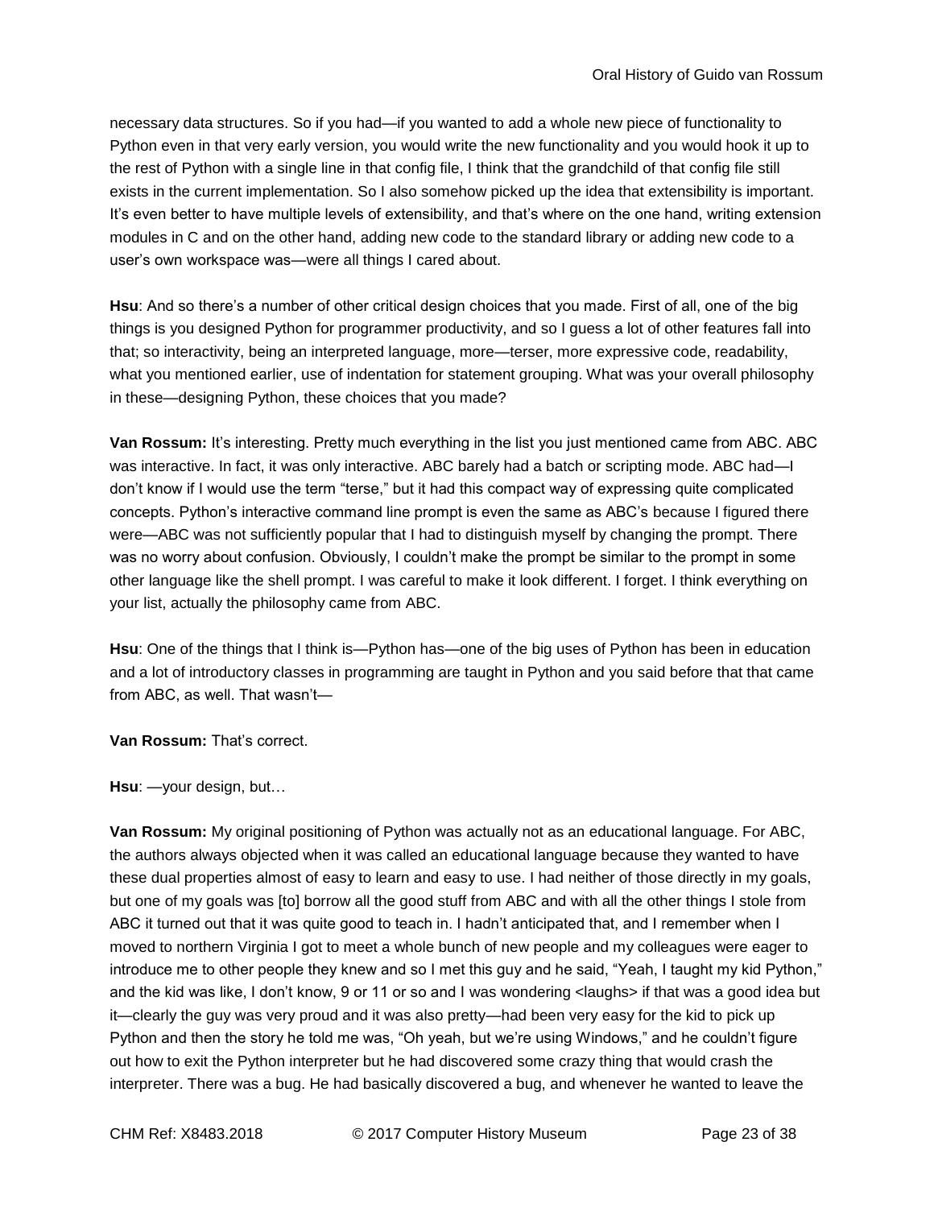necessary data structures. So if you had—if you wanted to add a whole new piece of functionality to Python even in that very early version, you would write the new functionality and you would hook it up to the rest of Python with a single line in that config file, I think that the grandchild of that config file still exists in the current implementation. So I also somehow picked up the idea that extensibility is important. It's even better to have multiple levels of extensibility, and that's where on the one hand, writing extension modules in C and on the other hand, adding new code to the standard library or adding new code to a user's own workspace was—were all things I cared about.

**Hsu**: And so there's a number of other critical design choices that you made. First of all, one of the big things is you designed Python for programmer productivity, and so I guess a lot of other features fall into that; so interactivity, being an interpreted language, more—terser, more expressive code, readability, what you mentioned earlier, use of indentation for statement grouping. What was your overall philosophy in these—designing Python, these choices that you made?

**Van Rossum:** It's interesting. Pretty much everything in the list you just mentioned came from ABC. ABC was interactive. In fact, it was only interactive. ABC barely had a batch or scripting mode. ABC had—I don't know if I would use the term "terse," but it had this compact way of expressing quite complicated concepts. Python's interactive command line prompt is even the same as ABC's because I figured there were—ABC was not sufficiently popular that I had to distinguish myself by changing the prompt. There was no worry about confusion. Obviously, I couldn't make the prompt be similar to the prompt in some other language like the shell prompt. I was careful to make it look different. I forget. I think everything on your list, actually the philosophy came from ABC.

**Hsu**: One of the things that I think is—Python has—one of the big uses of Python has been in education and a lot of introductory classes in programming are taught in Python and you said before that that came from ABC, as well. That wasn't—

**Van Rossum:** That's correct.

**Hsu**: —your design, but…

**Van Rossum:** My original positioning of Python was actually not as an educational language. For ABC, the authors always objected when it was called an educational language because they wanted to have these dual properties almost of easy to learn and easy to use. I had neither of those directly in my goals, but one of my goals was [to] borrow all the good stuff from ABC and with all the other things I stole from ABC it turned out that it was quite good to teach in. I hadn't anticipated that, and I remember when I moved to northern Virginia I got to meet a whole bunch of new people and my colleagues were eager to introduce me to other people they knew and so I met this guy and he said, "Yeah, I taught my kid Python," and the kid was like, I don't know, 9 or 11 or so and I was wondering <laughs> if that was a good idea but it—clearly the guy was very proud and it was also pretty—had been very easy for the kid to pick up Python and then the story he told me was, "Oh yeah, but we're using Windows," and he couldn't figure out how to exit the Python interpreter but he had discovered some crazy thing that would crash the interpreter. There was a bug. He had basically discovered a bug, and whenever he wanted to leave the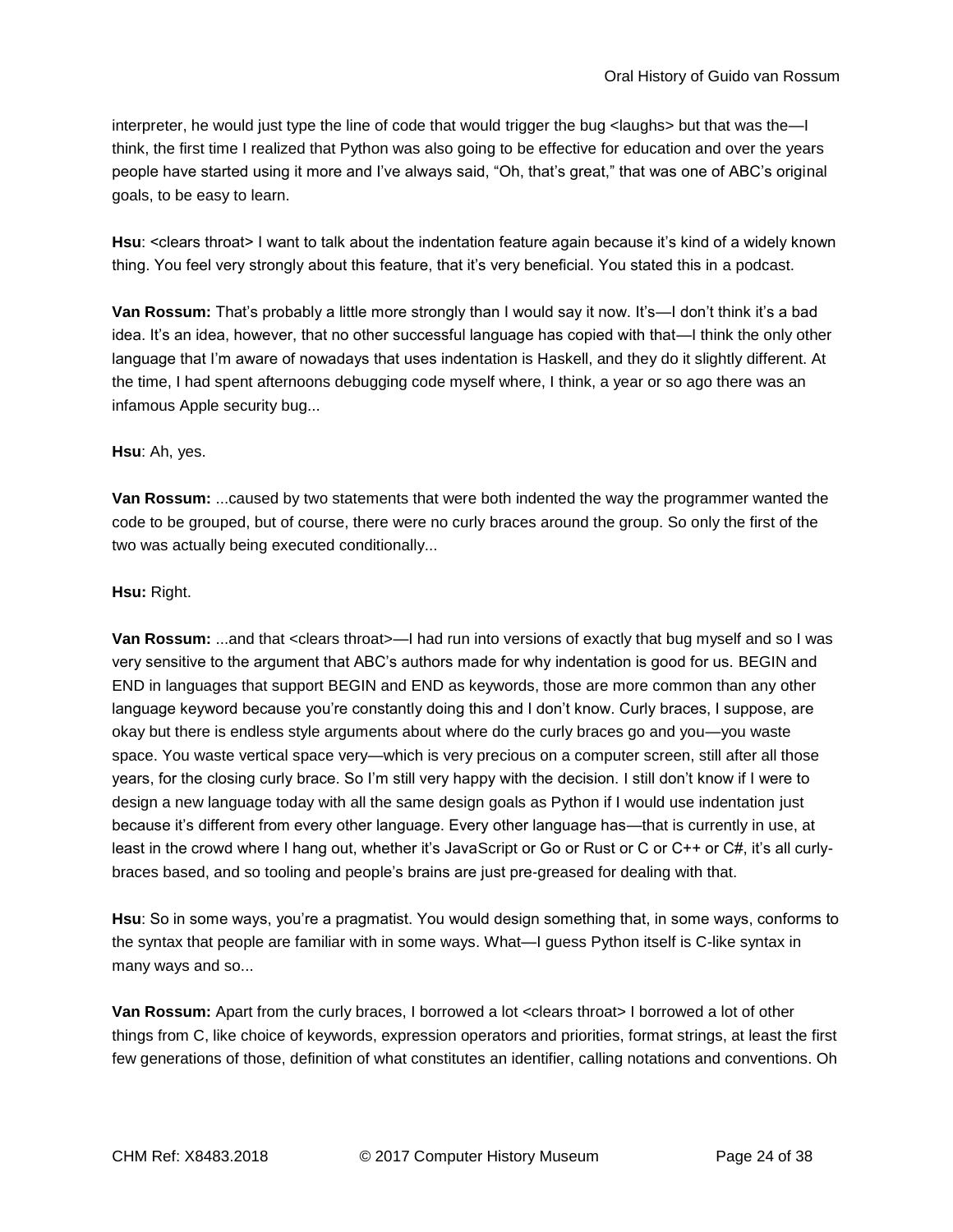interpreter, he would just type the line of code that would trigger the bug <laughs> but that was the—I think, the first time I realized that Python was also going to be effective for education and over the years people have started using it more and I've always said, "Oh, that's great," that was one of ABC's original goals, to be easy to learn.

**Hsu**: <clears throat> I want to talk about the indentation feature again because it's kind of a widely known thing. You feel very strongly about this feature, that it's very beneficial. You stated this in a podcast.

**Van Rossum:** That's probably a little more strongly than I would say it now. It's—I don't think it's a bad idea. It's an idea, however, that no other successful language has copied with that—I think the only other language that I'm aware of nowadays that uses indentation is Haskell, and they do it slightly different. At the time, I had spent afternoons debugging code myself where, I think, a year or so ago there was an infamous Apple security bug...

**Hsu**: Ah, yes.

**Van Rossum:** ...caused by two statements that were both indented the way the programmer wanted the code to be grouped, but of course, there were no curly braces around the group. So only the first of the two was actually being executed conditionally...

**Hsu:** Right.

**Van Rossum:** ...and that <clears throat>—I had run into versions of exactly that bug myself and so I was very sensitive to the argument that ABC's authors made for why indentation is good for us. BEGIN and END in languages that support BEGIN and END as keywords, those are more common than any other language keyword because you're constantly doing this and I don't know. Curly braces, I suppose, are okay but there is endless style arguments about where do the curly braces go and you—you waste space. You waste vertical space very—which is very precious on a computer screen, still after all those years, for the closing curly brace. So I'm still very happy with the decision. I still don't know if I were to design a new language today with all the same design goals as Python if I would use indentation just because it's different from every other language. Every other language has—that is currently in use, at least in the crowd where I hang out, whether it's JavaScript or Go or Rust or C or C++ or C#, it's all curly-braces based, and so tooling and people's brains are just pre-greased for dealing with that.

**Hsu**: So in some ways, you're a pragmatist. You would design something that, in some ways, conforms to the syntax that people are familiar with in some ways. What—I guess Python itself is C-like syntax in many ways and so...

**Van Rossum:** Apart from the curly braces, I borrowed a lot <clears throat> I borrowed a lot of other things from C, like choice of keywords, expression operators and priorities, format strings, at least the first few generations of those, definition of what constitutes an identifier, calling notations and conventions. Oh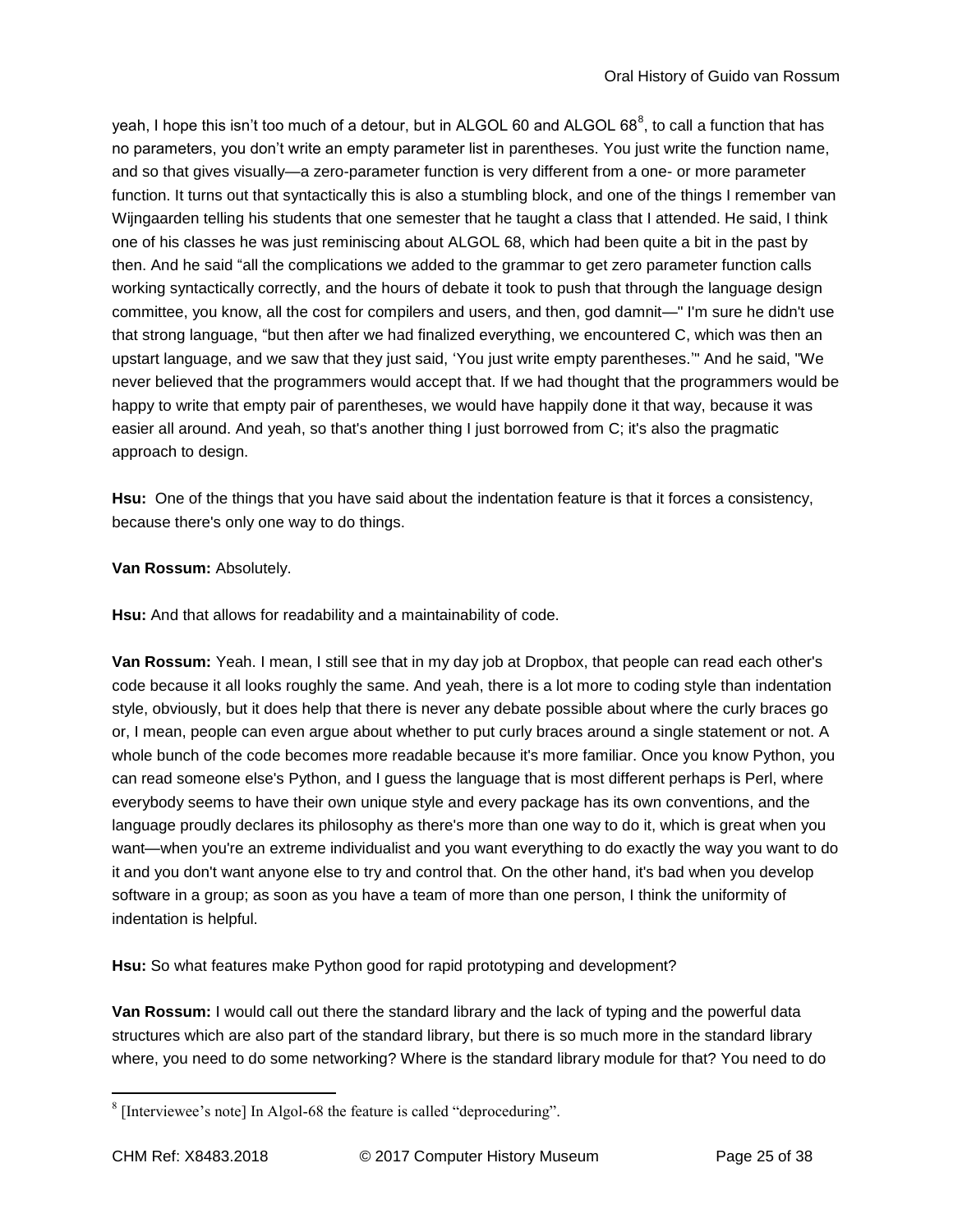yeah, I hope this isn't too much of a detour, but in ALGOL 60 and ALGOL 68[8], to call a function that has no parameters, you don't write an empty parameter list in parentheses. You just write the function name, and so that gives visually—a zero-parameter function is very different from a one- or more parameter function. It turns out that syntactically this is also a stumbling block, and one of the things I remember van Wijngaarden telling his students that one semester that he taught a class that I attended. He said, I think one of his classes he was just reminiscing about ALGOL 68, which had been quite a bit in the past by then. And he said "all the complications we added to the grammar to get zero parameter function calls working syntactically correctly, and the hours of debate it took to push that through the language design committee, you know, all the cost for compilers and users, and then, god damnit—" I'm sure he didn't use that strong language, "but then after we had finalized everything, we encountered C, which was then an upstart language, and we saw that they just said, 'You just write empty parentheses.'" And he said, "We never believed that the programmers would accept that. If we had thought that the programmers would be happy to write that empty pair of parentheses, we would have happily done it that way, because it was easier all around. And yeah, so that's another thing I just borrowed from C; it's also the pragmatic approach to design.

**Hsu:** One of the things that you have said about the indentation feature is that it forces a consistency, because there's only one way to do things.

**Van Rossum:** Absolutely.

**Hsu:** And that allows for readability and a maintainability of code.

**Van Rossum:** Yeah. I mean, I still see that in my day job at Dropbox, that people can read each other's code because it all looks roughly the same. And yeah, there is a lot more to coding style than indentation style, obviously, but it does help that there is never any debate possible about where the curly braces go or, I mean, people can even argue about whether to put curly braces around a single statement or not. A whole bunch of the code becomes more readable because it's more familiar. Once you know Python, you can read someone else's Python, and I guess the language that is most different perhaps is Perl, where everybody seems to have their own unique style and every package has its own conventions, and the language proudly declares its philosophy as there's more than one way to do it, which is great when you want—when you're an extreme individualist and you want everything to do exactly the way you want to do it and you don't want anyone else to try and control that. On the other hand, it's bad when you develop software in a group; as soon as you have a team of more than one person, I think the uniformity of indentation is helpful.

**Hsu:** So what features make Python good for rapid prototyping and development?

**Van Rossum:** I would call out there the standard library and the lack of typing and the powerful data structures which are also part of the standard library, but there is so much more in the standard library where, you need to do some networking? Where is the standard library module for that? You need to do

---

[8] [Interviewee's note] In Algol-68 the feature is called "deproceduring".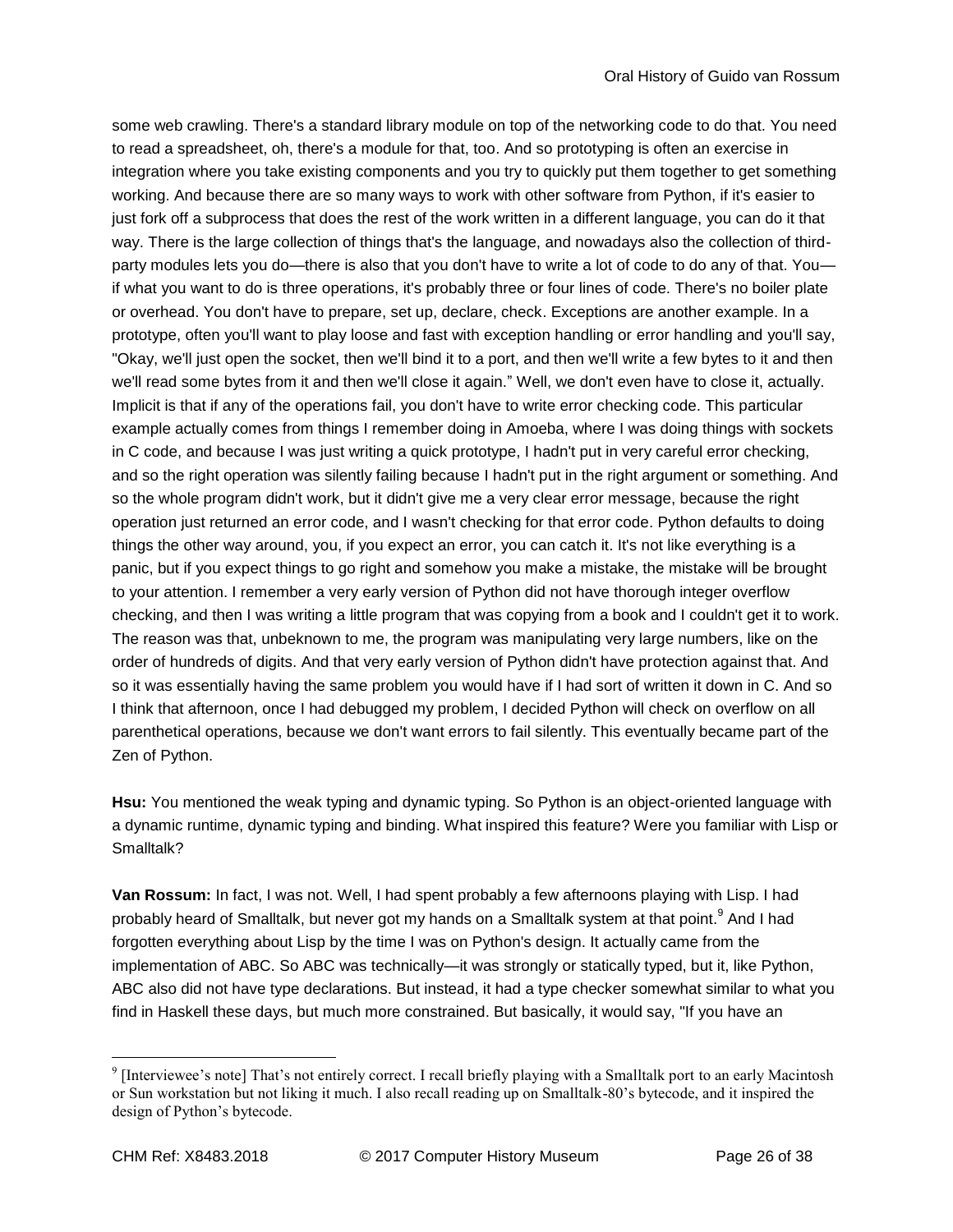some web crawling. There's a standard library module on top of the networking code to do that. You need to read a spreadsheet, oh, there's a module for that, too. And so prototyping is often an exercise in integration where you take existing components and you try to quickly put them together to get something working. And because there are so many ways to work with other software from Python, if it's easier to just fork off a subprocess that does the rest of the work written in a different language, you can do it that way. There is the large collection of things that's the language, and nowadays also the collection of third-party modules lets you do—there is also that you don't have to write a lot of code to do any of that. You—if what you want to do is three operations, it's probably three or four lines of code. There's no boiler plate or overhead. You don't have to prepare, set up, declare, check. Exceptions are another example. In a prototype, often you'll want to play loose and fast with exception handling or error handling and you'll say, "Okay, we'll just open the socket, then we'll bind it to a port, and then we'll write a few bytes to it and then we'll read some bytes from it and then we'll close it again." Well, we don't even have to close it, actually. Implicit is that if any of the operations fail, you don't have to write error checking code. This particular example actually comes from things I remember doing in Amoeba, where I was doing things with sockets in C code, and because I was just writing a quick prototype, I hadn't put in very careful error checking, and so the right operation was silently failing because I hadn't put in the right argument or something. And so the whole program didn't work, but it didn't give me a very clear error message, because the right operation just returned an error code, and I wasn't checking for that error code. Python defaults to doing things the other way around, you, if you expect an error, you can catch it. It's not like everything is a panic, but if you expect things to go right and somehow you make a mistake, the mistake will be brought to your attention. I remember a very early version of Python did not have thorough integer overflow checking, and then I was writing a little program that was copying from a book and I couldn't get it to work. The reason was that, unbeknown to me, the program was manipulating very large numbers, like on the order of hundreds of digits. And that very early version of Python didn't have protection against that. And so it was essentially having the same problem you would have if I had sort of written it down in C. And so I think that afternoon, once I had debugged my problem, I decided Python will check on overflow on all parenthetical operations, because we don't want errors to fail silently. This eventually became part of the Zen of Python.

**Hsu:** You mentioned the weak typing and dynamic typing. So Python is an object-oriented language with a dynamic runtime, dynamic typing and binding. What inspired this feature? Were you familiar with Lisp or Smalltalk?

**Van Rossum:** In fact, I was not. Well, I had spent probably a few afternoons playing with Lisp. I had probably heard of Smalltalk, but never got my hands on a Smalltalk system at that point.[9] And I had forgotten everything about Lisp by the time I was on Python's design. It actually came from the implementation of ABC. So ABC was technically—it was strongly or statically typed, but it, like Python, ABC also did not have type declarations. But instead, it had a type checker somewhat similar to what you find in Haskell these days, but much more constrained. But basically, it would say, "If you have an

[9] [Interviewee's note] That's not entirely correct. I recall briefly playing with a Smalltalk port to an early Macintosh or Sun workstation but not liking it much. I also recall reading up on Smalltalk-80's bytecode, and it inspired the design of Python's bytecode.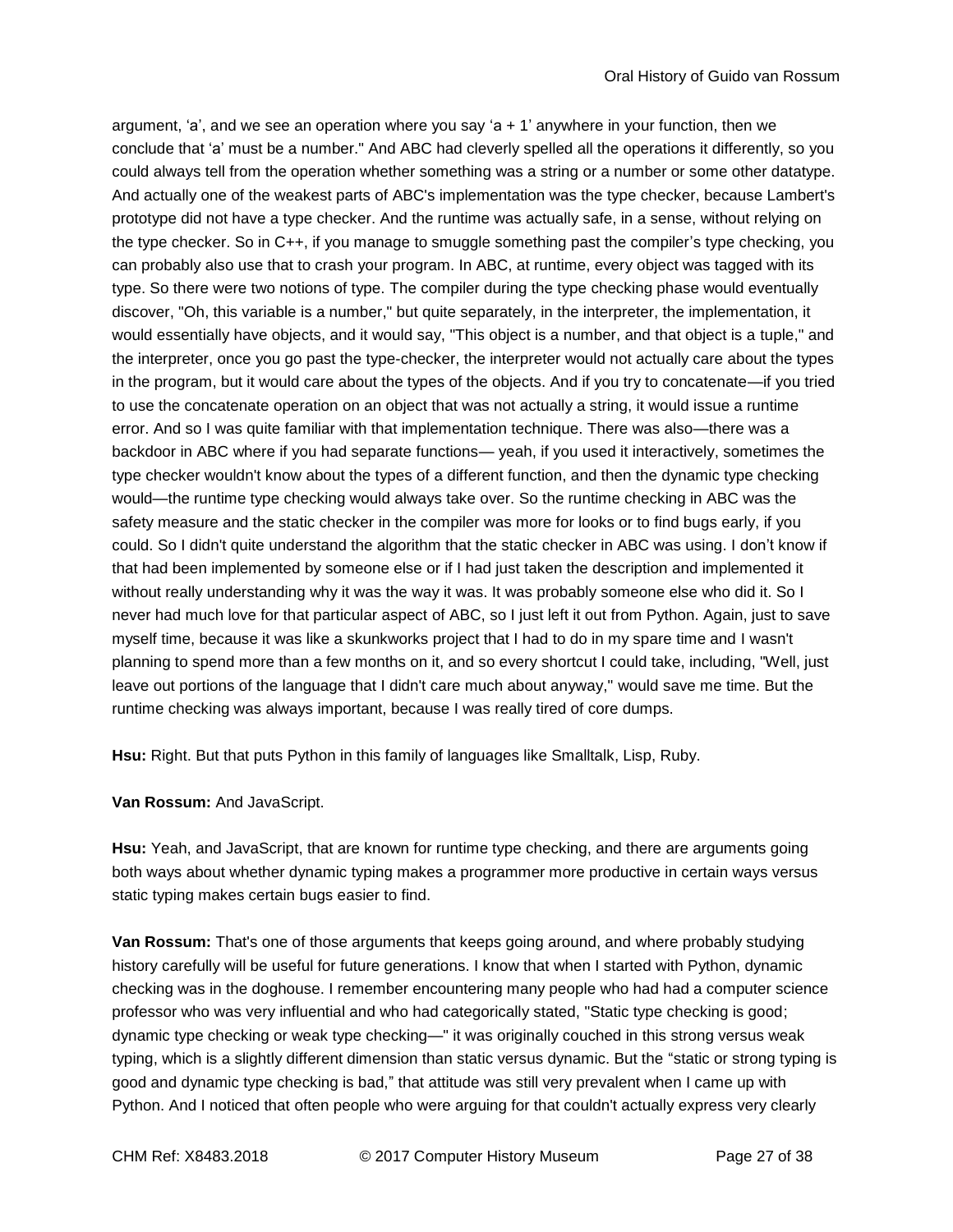argument, 'a', and we see an operation where you say 'a + 1' anywhere in your function, then we conclude that 'a' must be a number." And ABC had cleverly spelled all the operations it differently, so you could always tell from the operation whether something was a string or a number or some other datatype. And actually one of the weakest parts of ABC's implementation was the type checker, because Lambert's prototype did not have a type checker. And the runtime was actually safe, in a sense, without relying on the type checker. So in C++, if you manage to smuggle something past the compiler's type checking, you can probably also use that to crash your program. In ABC, at runtime, every object was tagged with its type. So there were two notions of type. The compiler during the type checking phase would eventually discover, "Oh, this variable is a number," but quite separately, in the interpreter, the implementation, it would essentially have objects, and it would say, "This object is a number, and that object is a tuple," and the interpreter, once you go past the type-checker, the interpreter would not actually care about the types in the program, but it would care about the types of the objects. And if you try to concatenate—if you tried to use the concatenate operation on an object that was not actually a string, it would issue a runtime error. And so I was quite familiar with that implementation technique. There was also—there was a backdoor in ABC where if you had separate functions— yeah, if you used it interactively, sometimes the type checker wouldn't know about the types of a different function, and then the dynamic type checking would—the runtime type checking would always take over. So the runtime checking in ABC was the safety measure and the static checker in the compiler was more for looks or to find bugs early, if you could. So I didn't quite understand the algorithm that the static checker in ABC was using. I don't know if that had been implemented by someone else or if I had just taken the description and implemented it without really understanding why it was the way it was. It was probably someone else who did it. So I never had much love for that particular aspect of ABC, so I just left it out from Python. Again, just to save myself time, because it was like a skunkworks project that I had to do in my spare time and I wasn't planning to spend more than a few months on it, and so every shortcut I could take, including, "Well, just leave out portions of the language that I didn't care much about anyway," would save me time. But the runtime checking was always important, because I was really tired of core dumps.

**Hsu:** Right. But that puts Python in this family of languages like Smalltalk, Lisp, Ruby.

**Van Rossum:** And JavaScript.

**Hsu:** Yeah, and JavaScript, that are known for runtime type checking, and there are arguments going both ways about whether dynamic typing makes a programmer more productive in certain ways versus static typing makes certain bugs easier to find.

**Van Rossum:** That's one of those arguments that keeps going around, and where probably studying history carefully will be useful for future generations. I know that when I started with Python, dynamic checking was in the doghouse. I remember encountering many people who had had a computer science professor who was very influential and who had categorically stated, "Static type checking is good; dynamic type checking or weak type checking—" it was originally couched in this strong versus weak typing, which is a slightly different dimension than static versus dynamic. But the "static or strong typing is good and dynamic type checking is bad," that attitude was still very prevalent when I came up with Python. And I noticed that often people who were arguing for that couldn't actually express very clearly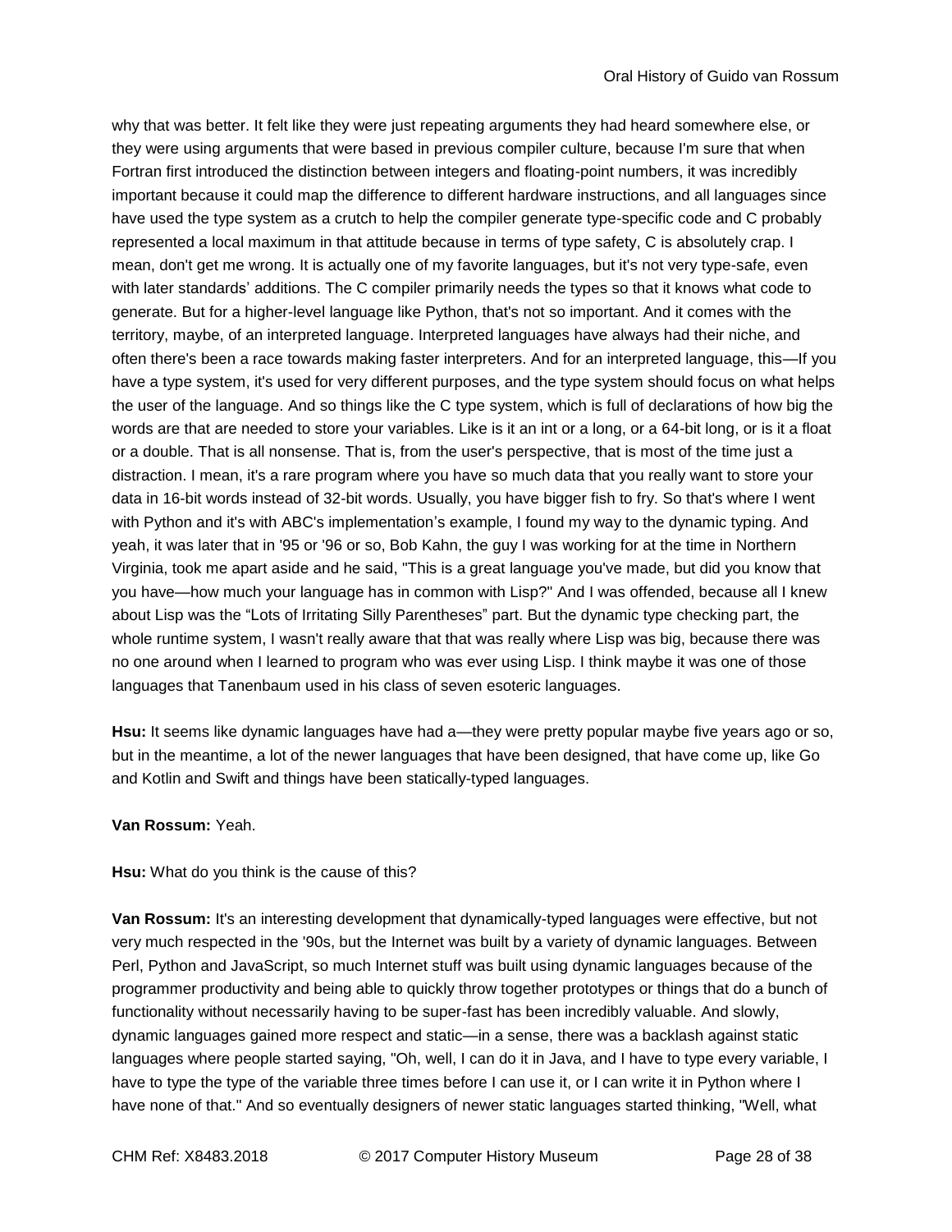why that was better. It felt like they were just repeating arguments they had heard somewhere else, or they were using arguments that were based in previous compiler culture, because I'm sure that when Fortran first introduced the distinction between integers and floating-point numbers, it was incredibly important because it could map the difference to different hardware instructions, and all languages since have used the type system as a crutch to help the compiler generate type-specific code and C probably represented a local maximum in that attitude because in terms of type safety, C is absolutely crap. I mean, don't get me wrong. It is actually one of my favorite languages, but it's not very type-safe, even with later standards' additions. The C compiler primarily needs the types so that it knows what code to generate. But for a higher-level language like Python, that's not so important. And it comes with the territory, maybe, of an interpreted language. Interpreted languages have always had their niche, and often there's been a race towards making faster interpreters. And for an interpreted language, this—If you have a type system, it's used for very different purposes, and the type system should focus on what helps the user of the language. And so things like the C type system, which is full of declarations of how big the words are that are needed to store your variables. Like is it an int or a long, or a 64-bit long, or is it a float or a double. That is all nonsense. That is, from the user's perspective, that is most of the time just a distraction. I mean, it's a rare program where you have so much data that you really want to store your data in 16-bit words instead of 32-bit words. Usually, you have bigger fish to fry. So that's where I went with Python and it's with ABC's implementation's example, I found my way to the dynamic typing. And yeah, it was later that in '95 or '96 or so, Bob Kahn, the guy I was working for at the time in Northern Virginia, took me apart aside and he said, "This is a great language you've made, but did you know that you have—how much your language has in common with Lisp?" And I was offended, because all I knew about Lisp was the "Lots of Irritating Silly Parentheses" part. But the dynamic type checking part, the whole runtime system, I wasn't really aware that that was really where Lisp was big, because there was no one around when I learned to program who was ever using Lisp. I think maybe it was one of those languages that Tanenbaum used in his class of seven esoteric languages.

**Hsu:** It seems like dynamic languages have had a—they were pretty popular maybe five years ago or so, but in the meantime, a lot of the newer languages that have been designed, that have come up, like Go and Kotlin and Swift and things have been statically-typed languages.

**Van Rossum:** Yeah.

**Hsu:** What do you think is the cause of this?

**Van Rossum:** It's an interesting development that dynamically-typed languages were effective, but not very much respected in the '90s, but the Internet was built by a variety of dynamic languages. Between Perl, Python and JavaScript, so much Internet stuff was built using dynamic languages because of the programmer productivity and being able to quickly throw together prototypes or things that do a bunch of functionality without necessarily having to be super-fast has been incredibly valuable. And slowly, dynamic languages gained more respect and static—in a sense, there was a backlash against static languages where people started saying, "Oh, well, I can do it in Java, and I have to type every variable, I have to type the type of the variable three times before I can use it, or I can write it in Python where I have none of that." And so eventually designers of newer static languages started thinking, "Well, what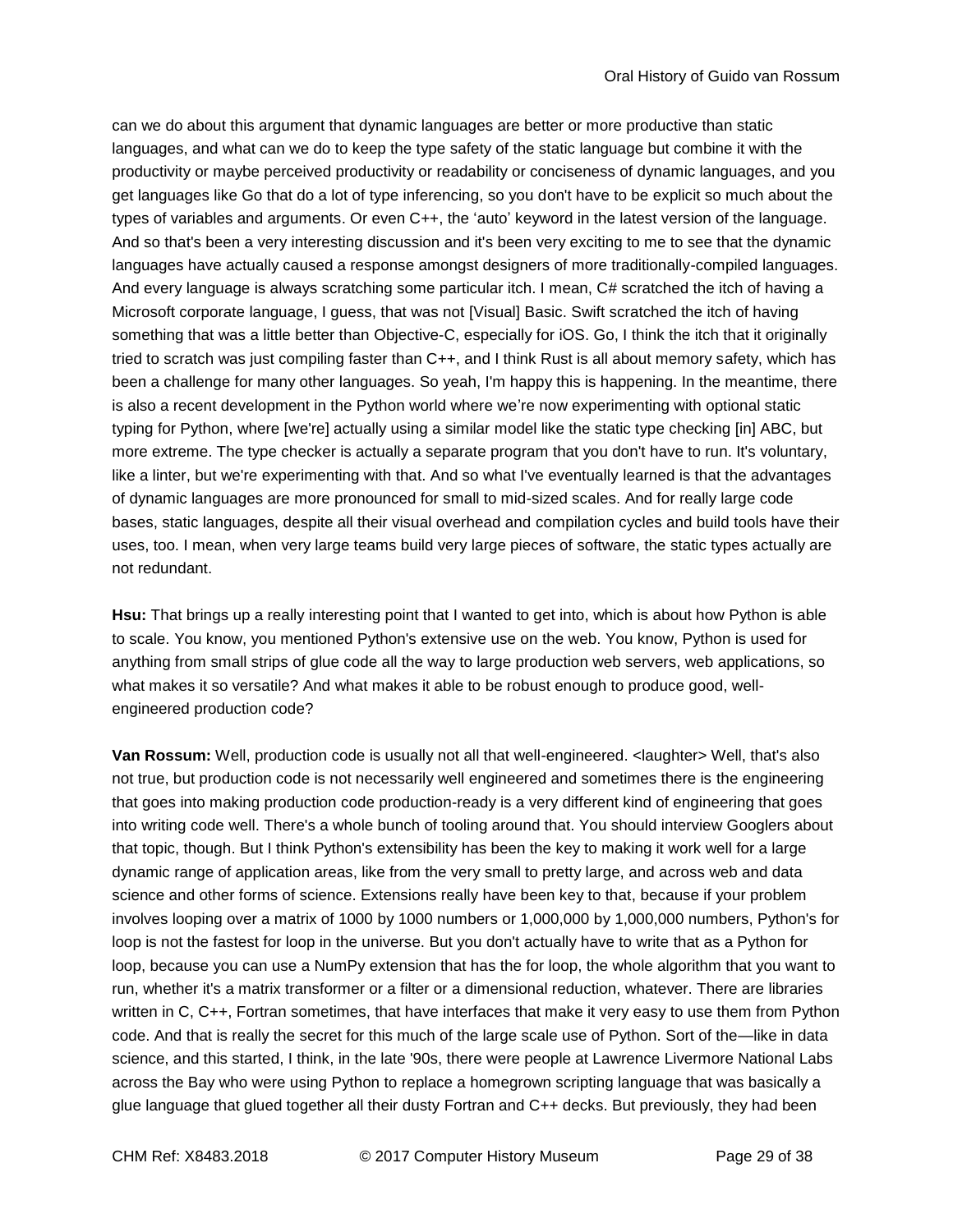can we do about this argument that dynamic languages are better or more productive than static languages, and what can we do to keep the type safety of the static language but combine it with the productivity or maybe perceived productivity or readability or conciseness of dynamic languages, and you get languages like Go that do a lot of type inferencing, so you don't have to be explicit so much about the types of variables and arguments. Or even C++, the 'auto' keyword in the latest version of the language. And so that's been a very interesting discussion and it's been very exciting to me to see that the dynamic languages have actually caused a response amongst designers of more traditionally-compiled languages. And every language is always scratching some particular itch. I mean, C# scratched the itch of having a Microsoft corporate language, I guess, that was not [Visual] Basic. Swift scratched the itch of having something that was a little better than Objective-C, especially for iOS. Go, I think the itch that it originally tried to scratch was just compiling faster than C++, and I think Rust is all about memory safety, which has been a challenge for many other languages. So yeah, I'm happy this is happening. In the meantime, there is also a recent development in the Python world where we're now experimenting with optional static typing for Python, where [we're] actually using a similar model like the static type checking [in] ABC, but more extreme. The type checker is actually a separate program that you don't have to run. It's voluntary, like a linter, but we're experimenting with that. And so what I've eventually learned is that the advantages of dynamic languages are more pronounced for small to mid-sized scales. And for really large code bases, static languages, despite all their visual overhead and compilation cycles and build tools have their uses, too. I mean, when very large teams build very large pieces of software, the static types actually are not redundant.

**Hsu:** That brings up a really interesting point that I wanted to get into, which is about how Python is able to scale. You know, you mentioned Python's extensive use on the web. You know, Python is used for anything from small strips of glue code all the way to large production web servers, web applications, so what makes it so versatile? And what makes it able to be robust enough to produce good, well-engineered production code?

**Van Rossum:** Well, production code is usually not all that well-engineered. <laughter> Well, that's also not true, but production code is not necessarily well engineered and sometimes there is the engineering that goes into making production code production-ready is a very different kind of engineering that goes into writing code well. There's a whole bunch of tooling around that. You should interview Googlers about that topic, though. But I think Python's extensibility has been the key to making it work well for a large dynamic range of application areas, like from the very small to pretty large, and across web and data science and other forms of science. Extensions really have been key to that, because if your problem involves looping over a matrix of 1000 by 1000 numbers or 1,000,000 by 1,000,000 numbers, Python's for loop is not the fastest for loop in the universe. But you don't actually have to write that as a Python for loop, because you can use a NumPy extension that has the for loop, the whole algorithm that you want to run, whether it's a matrix transformer or a filter or a dimensional reduction, whatever. There are libraries written in C, C++, Fortran sometimes, that have interfaces that make it very easy to use them from Python code. And that is really the secret for this much of the large scale use of Python. Sort of the—like in data science, and this started, I think, in the late '90s, there were people at Lawrence Livermore National Labs across the Bay who were using Python to replace a homegrown scripting language that was basically a glue language that glued together all their dusty Fortran and C++ decks. But previously, they had been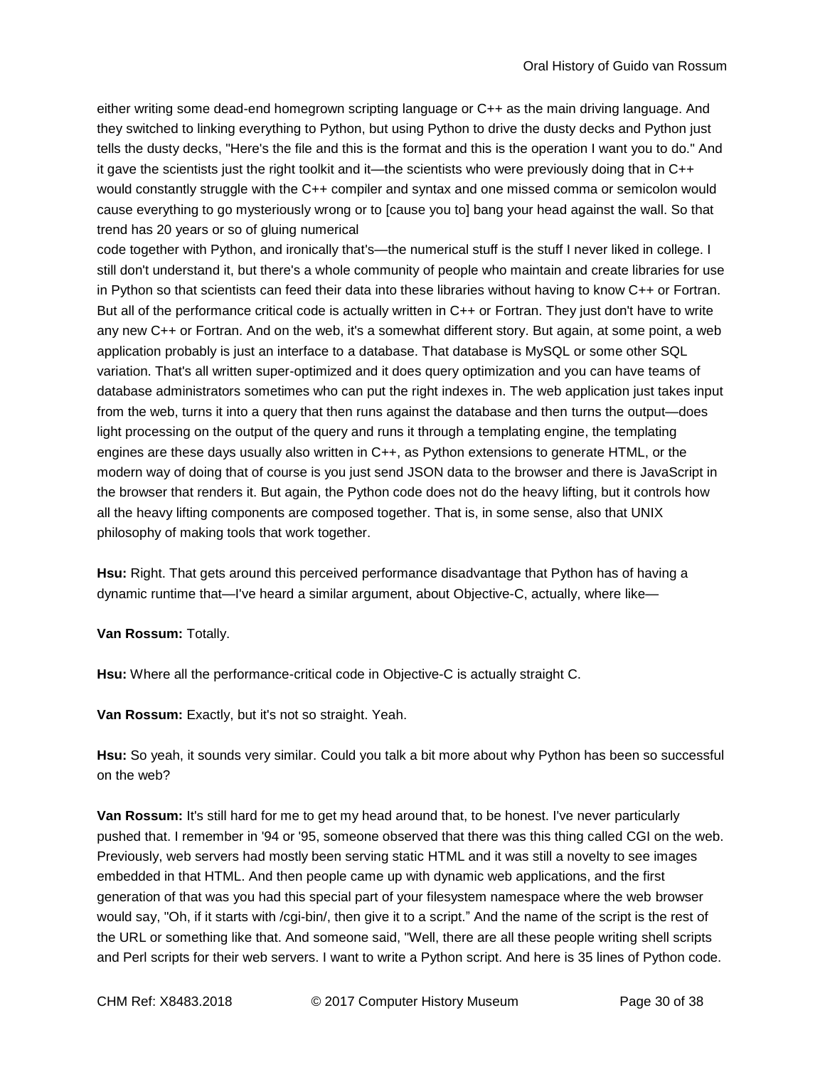either writing some dead-end homegrown scripting language or C++ as the main driving language. And they switched to linking everything to Python, but using Python to drive the dusty decks and Python just tells the dusty decks, "Here's the file and this is the format and this is the operation I want you to do." And it gave the scientists just the right toolkit and it—the scientists who were previously doing that in C++ would constantly struggle with the C++ compiler and syntax and one missed comma or semicolon would cause everything to go mysteriously wrong or to [cause you to] bang your head against the wall. So that trend has 20 years or so of gluing numerical code together with Python, and ironically that's—the numerical stuff is the stuff I never liked in college. I still don't understand it, but there's a whole community of people who maintain and create libraries for use in Python so that scientists can feed their data into these libraries without having to know C++ or Fortran. But all of the performance critical code is actually written in C++ or Fortran. They just don't have to write any new C++ or Fortran. And on the web, it's a somewhat different story. But again, at some point, a web application probably is just an interface to a database. That database is MySQL or some other SQL variation. That's all written super-optimized and it does query optimization and you can have teams of database administrators sometimes who can put the right indexes in. The web application just takes input from the web, turns it into a query that then runs against the database and then turns the output—does light processing on the output of the query and runs it through a templating engine, the templating engines are these days usually also written in C++, as Python extensions to generate HTML, or the modern way of doing that of course is you just send JSON data to the browser and there is JavaScript in the browser that renders it. But again, the Python code does not do the heavy lifting, but it controls how all the heavy lifting components are composed together. That is, in some sense, also that UNIX philosophy of making tools that work together.

**Hsu:** Right. That gets around this perceived performance disadvantage that Python has of having a dynamic runtime that—I've heard a similar argument, about Objective-C, actually, where like—

**Van Rossum:** Totally.

**Hsu:** Where all the performance-critical code in Objective-C is actually straight C.

**Van Rossum:** Exactly, but it's not so straight. Yeah.

**Hsu:** So yeah, it sounds very similar. Could you talk a bit more about why Python has been so successful on the web?

**Van Rossum:** It's still hard for me to get my head around that, to be honest. I've never particularly pushed that. I remember in '94 or '95, someone observed that there was this thing called CGI on the web. Previously, web servers had mostly been serving static HTML and it was still a novelty to see images embedded in that HTML. And then people came up with dynamic web applications, and the first generation of that was you had this special part of your filesystem namespace where the web browser would say, "Oh, if it starts with /cgi-bin/, then give it to a script." And the name of the script is the rest of the URL or something like that. And someone said, "Well, there are all these people writing shell scripts and Perl scripts for their web servers. I want to write a Python script. And here is 35 lines of Python code.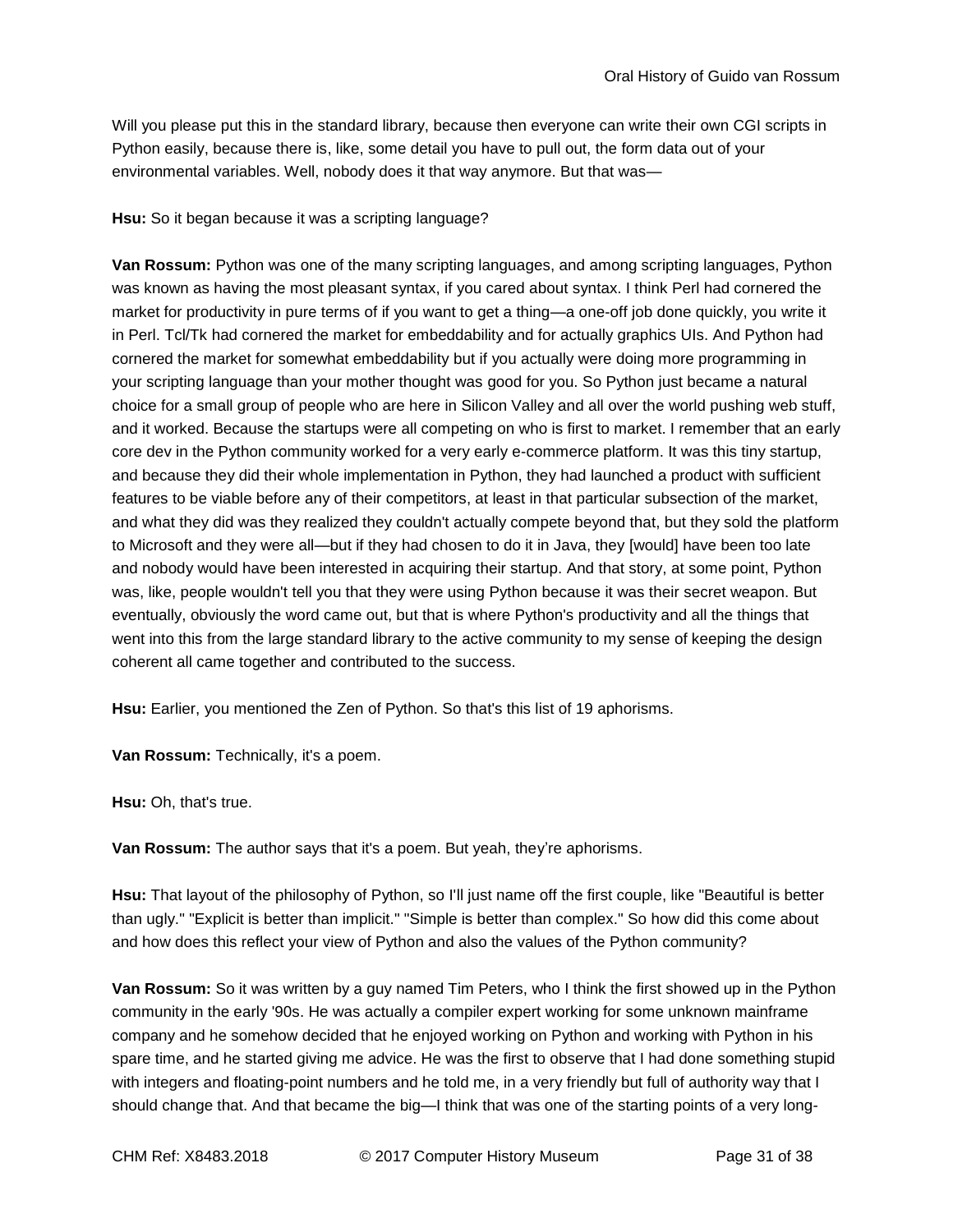Will you please put this in the standard library, because then everyone can write their own CGI scripts in Python easily, because there is, like, some detail you have to pull out, the form data out of your environmental variables. Well, nobody does it that way anymore. But that was—

**Hsu:** So it began because it was a scripting language?

**Van Rossum:** Python was one of the many scripting languages, and among scripting languages, Python was known as having the most pleasant syntax, if you cared about syntax. I think Perl had cornered the market for productivity in pure terms of if you want to get a thing—a one-off job done quickly, you write it in Perl. Tcl/Tk had cornered the market for embeddability and for actually graphics UIs. And Python had cornered the market for somewhat embeddability but if you actually were doing more programming in your scripting language than your mother thought was good for you. So Python just became a natural choice for a small group of people who are here in Silicon Valley and all over the world pushing web stuff, and it worked. Because the startups were all competing on who is first to market. I remember that an early core dev in the Python community worked for a very early e-commerce platform. It was this tiny startup, and because they did their whole implementation in Python, they had launched a product with sufficient features to be viable before any of their competitors, at least in that particular subsection of the market, and what they did was they realized they couldn't actually compete beyond that, but they sold the platform to Microsoft and they were all—but if they had chosen to do it in Java, they [would] have been too late and nobody would have been interested in acquiring their startup. And that story, at some point, Python was, like, people wouldn't tell you that they were using Python because it was their secret weapon. But eventually, obviously the word came out, but that is where Python's productivity and all the things that went into this from the large standard library to the active community to my sense of keeping the design coherent all came together and contributed to the success.

**Hsu:** Earlier, you mentioned the Zen of Python. So that's this list of 19 aphorisms.

**Van Rossum:** Technically, it's a poem.

**Hsu:** Oh, that's true.

**Van Rossum:** The author says that it's a poem. But yeah, they're aphorisms.

**Hsu:** That layout of the philosophy of Python, so I'll just name off the first couple, like "Beautiful is better than ugly." "Explicit is better than implicit." "Simple is better than complex." So how did this come about and how does this reflect your view of Python and also the values of the Python community?

**Van Rossum:** So it was written by a guy named Tim Peters, who I think the first showed up in the Python community in the early '90s. He was actually a compiler expert working for some unknown mainframe company and he somehow decided that he enjoyed working on Python and working with Python in his spare time, and he started giving me advice. He was the first to observe that I had done something stupid with integers and floating-point numbers and he told me, in a very friendly but full of authority way that I should change that. And that became the big—I think that was one of the starting points of a very long-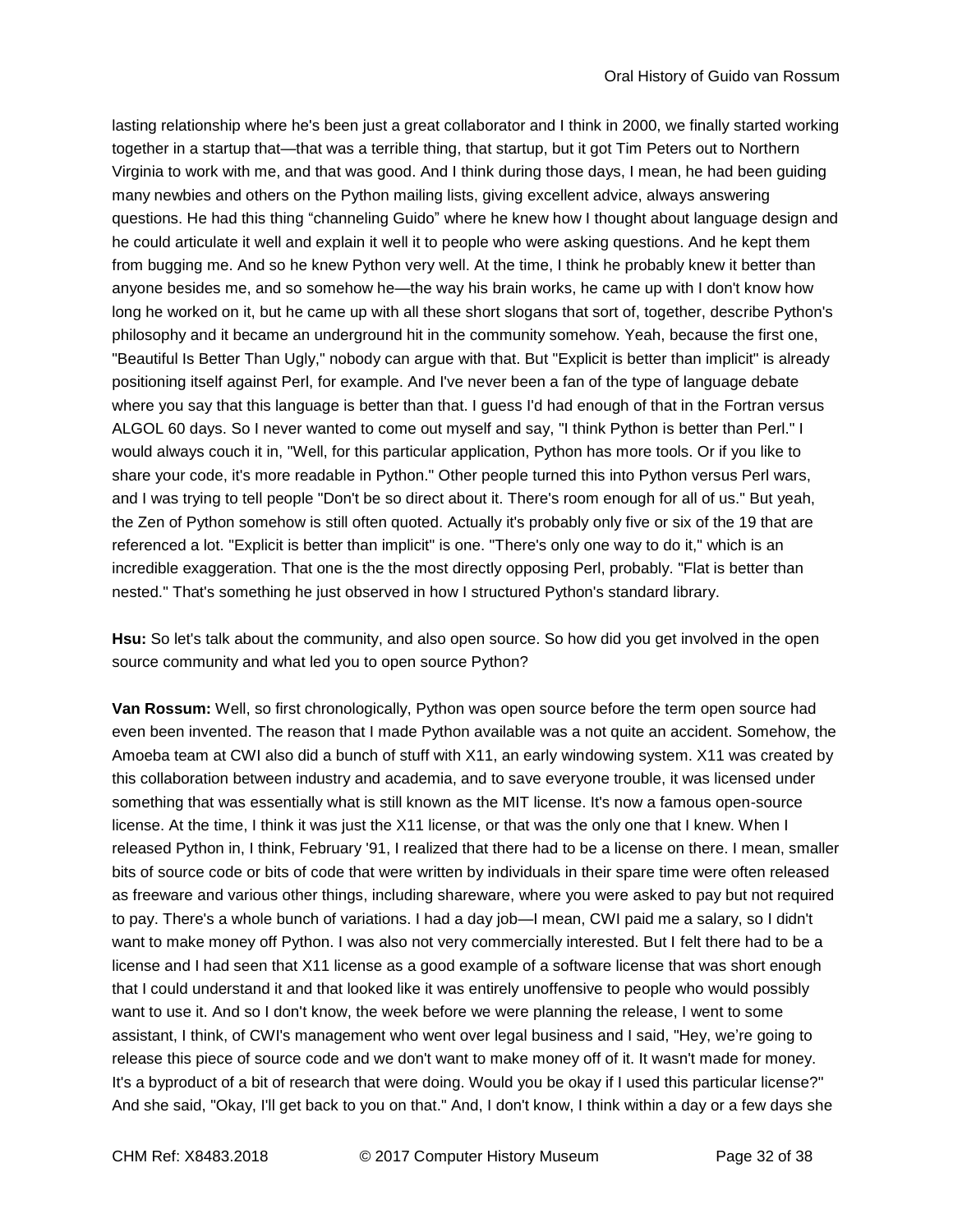lasting relationship where he's been just a great collaborator and I think in 2000, we finally started working together in a startup that—that was a terrible thing, that startup, but it got Tim Peters out to Northern Virginia to work with me, and that was good. And I think during those days, I mean, he had been guiding many newbies and others on the Python mailing lists, giving excellent advice, always answering questions. He had this thing "channeling Guido" where he knew how I thought about language design and he could articulate it well and explain it well it to people who were asking questions. And he kept them from bugging me. And so he knew Python very well. At the time, I think he probably knew it better than anyone besides me, and so somehow he—the way his brain works, he came up with I don't know how long he worked on it, but he came up with all these short slogans that sort of, together, describe Python's philosophy and it became an underground hit in the community somehow. Yeah, because the first one, "Beautiful Is Better Than Ugly," nobody can argue with that. But "Explicit is better than implicit" is already positioning itself against Perl, for example. And I've never been a fan of the type of language debate where you say that this language is better than that. I guess I'd had enough of that in the Fortran versus ALGOL 60 days. So I never wanted to come out myself and say, "I think Python is better than Perl." I would always couch it in, "Well, for this particular application, Python has more tools. Or if you like to share your code, it's more readable in Python." Other people turned this into Python versus Perl wars, and I was trying to tell people "Don't be so direct about it. There's room enough for all of us." But yeah, the Zen of Python somehow is still often quoted. Actually it's probably only five or six of the 19 that are referenced a lot. "Explicit is better than implicit" is one. "There's only one way to do it," which is an incredible exaggeration. That one is the the most directly opposing Perl, probably. "Flat is better than nested." That's something he just observed in how I structured Python's standard library.

**Hsu:** So let's talk about the community, and also open source. So how did you get involved in the open source community and what led you to open source Python?

**Van Rossum:** Well, so first chronologically, Python was open source before the term open source had even been invented. The reason that I made Python available was a not quite an accident. Somehow, the Amoeba team at CWI also did a bunch of stuff with X11, an early windowing system. X11 was created by this collaboration between industry and academia, and to save everyone trouble, it was licensed under something that was essentially what is still known as the MIT license. It's now a famous open-source license. At the time, I think it was just the X11 license, or that was the only one that I knew. When I released Python in, I think, February '91, I realized that there had to be a license on there. I mean, smaller bits of source code or bits of code that were written by individuals in their spare time were often released as freeware and various other things, including shareware, where you were asked to pay but not required to pay. There's a whole bunch of variations. I had a day job—I mean, CWI paid me a salary, so I didn't want to make money off Python. I was also not very commercially interested. But I felt there had to be a license and I had seen that X11 license as a good example of a software license that was short enough that I could understand it and that looked like it was entirely unoffensive to people who would possibly want to use it. And so I don't know, the week before we were planning the release, I went to some assistant, I think, of CWI's management who went over legal business and I said, "Hey, we're going to release this piece of source code and we don't want to make money off of it. It wasn't made for money. It's a byproduct of a bit of research that were doing. Would you be okay if I used this particular license?" And she said, "Okay, I'll get back to you on that." And, I don't know, I think within a day or a few days she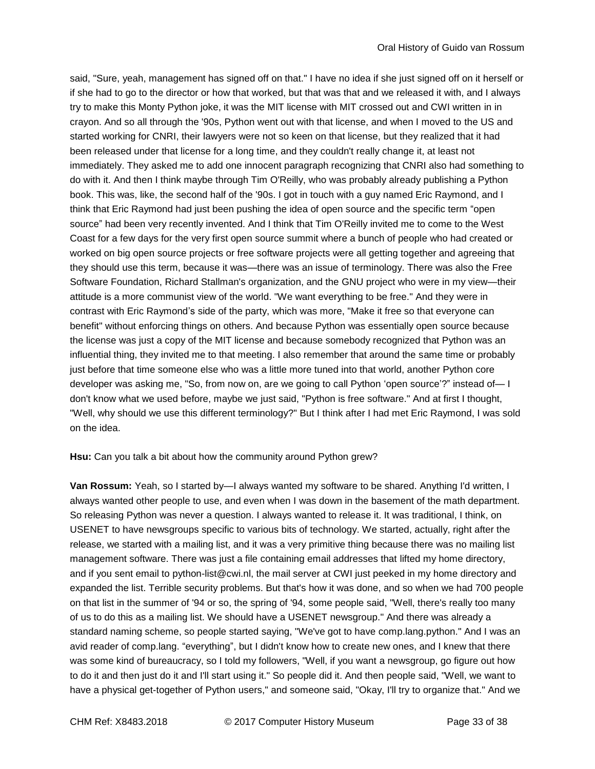said, "Sure, yeah, management has signed off on that." I have no idea if she just signed off on it herself or if she had to go to the director or how that worked, but that was that and we released it with, and I always try to make this Monty Python joke, it was the MIT license with MIT crossed out and CWI written in in crayon. And so all through the '90s, Python went out with that license, and when I moved to the US and started working for CNRI, their lawyers were not so keen on that license, but they realized that it had been released under that license for a long time, and they couldn't really change it, at least not immediately. They asked me to add one innocent paragraph recognizing that CNRI also had something to do with it. And then I think maybe through Tim O'Reilly, who was probably already publishing a Python book. This was, like, the second half of the '90s. I got in touch with a guy named Eric Raymond, and I think that Eric Raymond had just been pushing the idea of open source and the specific term "open source" had been very recently invented. And I think that Tim O'Reilly invited me to come to the West Coast for a few days for the very first open source summit where a bunch of people who had created or worked on big open source projects or free software projects were all getting together and agreeing that they should use this term, because it was—there was an issue of terminology. There was also the Free Software Foundation, Richard Stallman's organization, and the GNU project who were in my view—their attitude is a more communist view of the world. "We want everything to be free." And they were in contrast with Eric Raymond's side of the party, which was more, "Make it free so that everyone can benefit" without enforcing things on others. And because Python was essentially open source because the license was just a copy of the MIT license and because somebody recognized that Python was an influential thing, they invited me to that meeting. I also remember that around the same time or probably just before that time someone else who was a little more tuned into that world, another Python core developer was asking me, "So, from now on, are we going to call Python 'open source'?" instead of— I don't know what we used before, maybe we just said, "Python is free software." And at first I thought, "Well, why should we use this different terminology?" But I think after I had met Eric Raymond, I was sold on the idea.

**Hsu:** Can you talk a bit about how the community around Python grew?

**Van Rossum:** Yeah, so I started by—I always wanted my software to be shared. Anything I'd written, I always wanted other people to use, and even when I was down in the basement of the math department. So releasing Python was never a question. I always wanted to release it. It was traditional, I think, on USENET to have newsgroups specific to various bits of technology. We started, actually, right after the release, we started with a mailing list, and it was a very primitive thing because there was no mailing list management software. There was just a file containing email addresses that lifted my home directory, and if you sent email to python-list@cwi.nl, the mail server at CWI just peeked in my home directory and expanded the list. Terrible security problems. But that's how it was done, and so when we had 700 people on that list in the summer of '94 or so, the spring of '94, some people said, "Well, there's really too many of us to do this as a mailing list. We should have a USENET newsgroup." And there was already a standard naming scheme, so people started saying, "We've got to have comp.lang.python." And I was an avid reader of comp.lang. "everything", but I didn't know how to create new ones, and I knew that there was some kind of bureaucracy, so I told my followers, "Well, if you want a newsgroup, go figure out how to do it and then just do it and I'll start using it." So people did it. And then people said, "Well, we want to have a physical get-together of Python users," and someone said, "Okay, I'll try to organize that." And we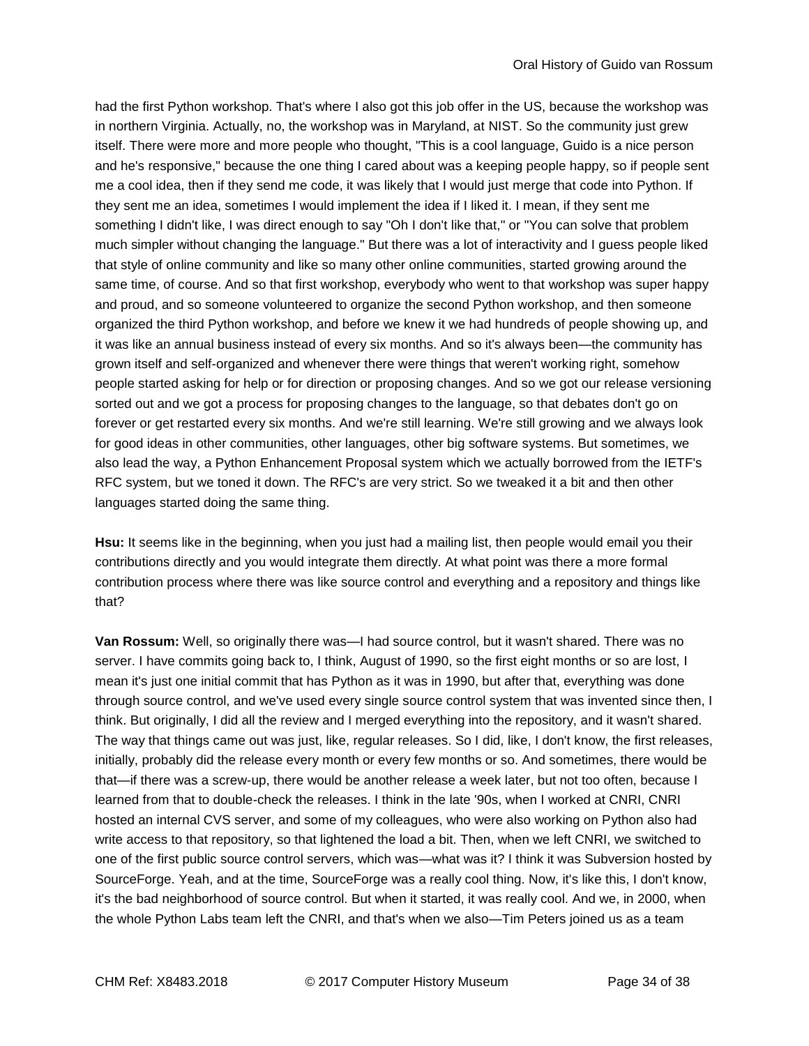had the first Python workshop. That's where I also got this job offer in the US, because the workshop was in northern Virginia. Actually, no, the workshop was in Maryland, at NIST. So the community just grew itself. There were more and more people who thought, "This is a cool language, Guido is a nice person and he's responsive," because the one thing I cared about was a keeping people happy, so if people sent me a cool idea, then if they send me code, it was likely that I would just merge that code into Python. If they sent me an idea, sometimes I would implement the idea if I liked it. I mean, if they sent me something I didn't like, I was direct enough to say "Oh I don't like that," or "You can solve that problem much simpler without changing the language." But there was a lot of interactivity and I guess people liked that style of online community and like so many other online communities, started growing around the same time, of course. And so that first workshop, everybody who went to that workshop was super happy and proud, and so someone volunteered to organize the second Python workshop, and then someone organized the third Python workshop, and before we knew it we had hundreds of people showing up, and it was like an annual business instead of every six months. And so it's always been—the community has grown itself and self-organized and whenever there were things that weren't working right, somehow people started asking for help or for direction or proposing changes. And so we got our release versioning sorted out and we got a process for proposing changes to the language, so that debates don't go on forever or get restarted every six months. And we're still learning. We're still growing and we always look for good ideas in other communities, other languages, other big software systems. But sometimes, we also lead the way, a Python Enhancement Proposal system which we actually borrowed from the IETF's RFC system, but we toned it down. The RFC's are very strict. So we tweaked it a bit and then other languages started doing the same thing.

**Hsu:** It seems like in the beginning, when you just had a mailing list, then people would email you their contributions directly and you would integrate them directly. At what point was there a more formal contribution process where there was like source control and everything and a repository and things like that?

**Van Rossum:** Well, so originally there was—I had source control, but it wasn't shared. There was no server. I have commits going back to, I think, August of 1990, so the first eight months or so are lost, I mean it's just one initial commit that has Python as it was in 1990, but after that, everything was done through source control, and we've used every single source control system that was invented since then, I think. But originally, I did all the review and I merged everything into the repository, and it wasn't shared. The way that things came out was just, like, regular releases. So I did, like, I don't know, the first releases, initially, probably did the release every month or every few months or so. And sometimes, there would be that—if there was a screw-up, there would be another release a week later, but not too often, because I learned from that to double-check the releases. I think in the late '90s, when I worked at CNRI, CNRI hosted an internal CVS server, and some of my colleagues, who were also working on Python also had write access to that repository, so that lightened the load a bit. Then, when we left CNRI, we switched to one of the first public source control servers, which was—what was it? I think it was Subversion hosted by SourceForge. Yeah, and at the time, SourceForge was a really cool thing. Now, it's like this, I don't know, it's the bad neighborhood of source control. But when it started, it was really cool. And we, in 2000, when the whole Python Labs team left the CNRI, and that's when we also—Tim Peters joined us as a team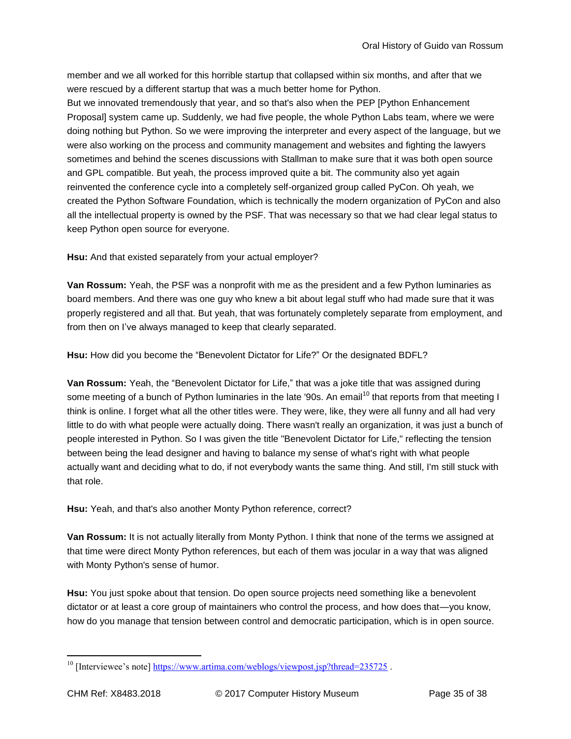member and we all worked for this horrible startup that collapsed within six months, and after that we were rescued by a different startup that was a much better home for Python.
But we innovated tremendously that year, and so that's also when the PEP [Python Enhancement Proposal] system came up. Suddenly, we had five people, the whole Python Labs team, where we were doing nothing but Python. So we were improving the interpreter and every aspect of the language, but we were also working on the process and community management and websites and fighting the lawyers sometimes and behind the scenes discussions with Stallman to make sure that it was both open source and GPL compatible. But yeah, the process improved quite a bit. The community also yet again reinvented the conference cycle into a completely self-organized group called PyCon. Oh yeah, we created the Python Software Foundation, which is technically the modern organization of PyCon and also all the intellectual property is owned by the PSF. That was necessary so that we had clear legal status to keep Python open source for everyone.

**Hsu:** And that existed separately from your actual employer?

**Van Rossum:** Yeah, the PSF was a nonprofit with me as the president and a few Python luminaries as board members. And there was one guy who knew a bit about legal stuff who had made sure that it was properly registered and all that. But yeah, that was fortunately completely separate from employment, and from then on I've always managed to keep that clearly separated.

**Hsu:** How did you become the "Benevolent Dictator for Life?" Or the designated BDFL?

**Van Rossum:** Yeah, the "Benevolent Dictator for Life," that was a joke title that was assigned during some meeting of a bunch of Python luminaries in the late '90s. An email[10] that reports from that meeting I think is online. I forget what all the other titles were. They were, like, they were all funny and all had very little to do with what people were actually doing. There wasn't really an organization, it was just a bunch of people interested in Python. So I was given the title "Benevolent Dictator for Life," reflecting the tension between being the lead designer and having to balance my sense of what's right with what people actually want and deciding what to do, if not everybody wants the same thing. And still, I'm still stuck with that role.

**Hsu:** Yeah, and that's also another Monty Python reference, correct?

**Van Rossum:** It is not actually literally from Monty Python. I think that none of the terms we assigned at that time were direct Monty Python references, but each of them was jocular in a way that was aligned with Monty Python's sense of humor.

**Hsu:** You just spoke about that tension. Do open source projects need something like a benevolent dictator or at least a core group of maintainers who control the process, and how does that—you know, how do you manage that tension between control and democratic participation, which is in open source.

---

[10] [Interviewee's note] https://www.artima.com/weblogs/viewpost.jsp?thread=235725 .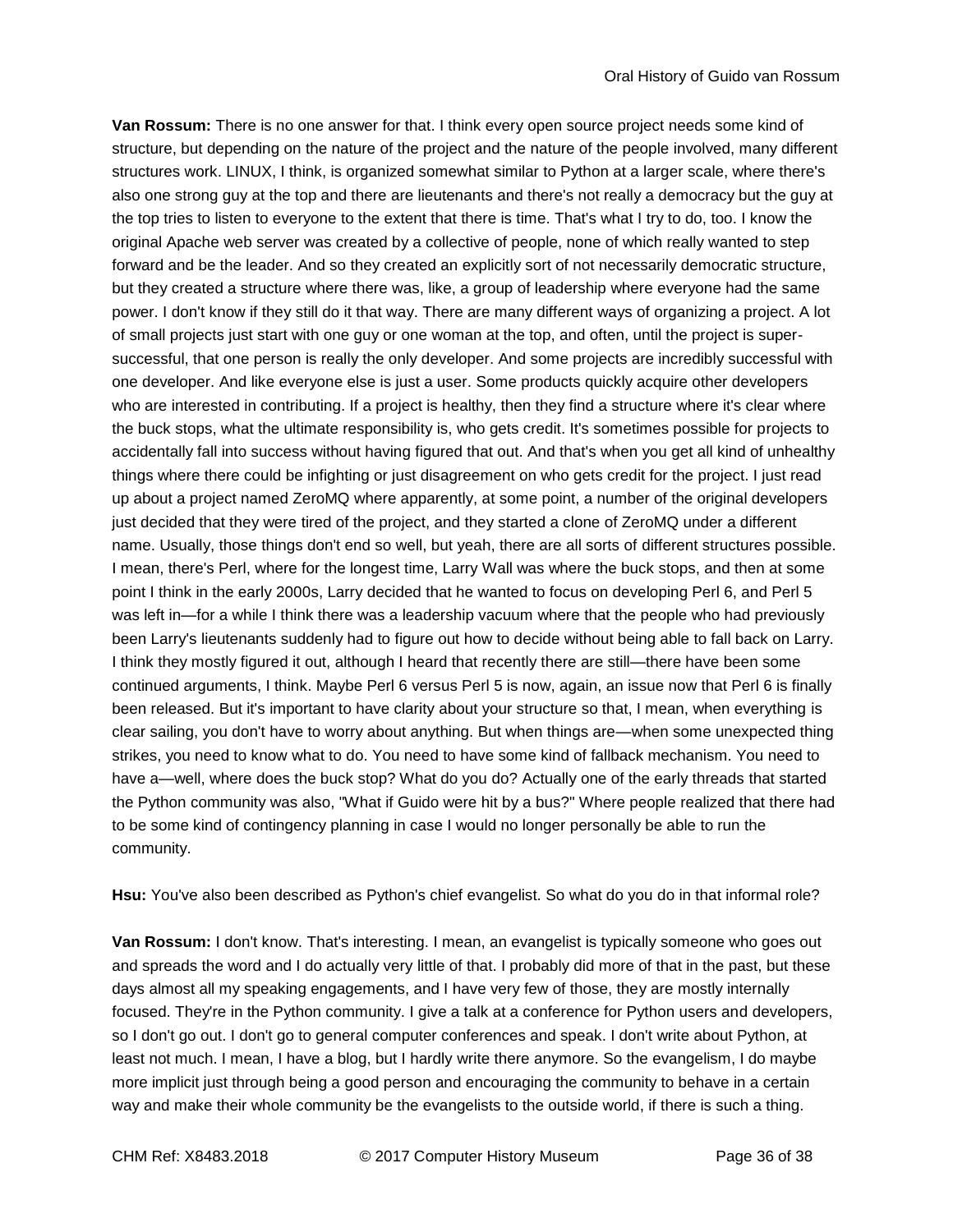**Van Rossum:** There is no one answer for that. I think every open source project needs some kind of structure, but depending on the nature of the project and the nature of the people involved, many different structures work. LINUX, I think, is organized somewhat similar to Python at a larger scale, where there's also one strong guy at the top and there are lieutenants and there's not really a democracy but the guy at the top tries to listen to everyone to the extent that there is time. That's what I try to do, too. I know the original Apache web server was created by a collective of people, none of which really wanted to step forward and be the leader. And so they created an explicitly sort of not necessarily democratic structure, but they created a structure where there was, like, a group of leadership where everyone had the same power. I don't know if they still do it that way. There are many different ways of organizing a project. A lot of small projects just start with one guy or one woman at the top, and often, until the project is super-successful, that one person is really the only developer. And some projects are incredibly successful with one developer. And like everyone else is just a user. Some products quickly acquire other developers who are interested in contributing. If a project is healthy, then they find a structure where it's clear where the buck stops, what the ultimate responsibility is, who gets credit. It's sometimes possible for projects to accidentally fall into success without having figured that out. And that's when you get all kind of unhealthy things where there could be infighting or just disagreement on who gets credit for the project. I just read up about a project named ZeroMQ where apparently, at some point, a number of the original developers just decided that they were tired of the project, and they started a clone of ZeroMQ under a different name. Usually, those things don't end so well, but yeah, there are all sorts of different structures possible. I mean, there's Perl, where for the longest time, Larry Wall was where the buck stops, and then at some point I think in the early 2000s, Larry decided that he wanted to focus on developing Perl 6, and Perl 5 was left in—for a while I think there was a leadership vacuum where that the people who had previously been Larry's lieutenants suddenly had to figure out how to decide without being able to fall back on Larry. I think they mostly figured it out, although I heard that recently there are still—there have been some continued arguments, I think. Maybe Perl 6 versus Perl 5 is now, again, an issue now that Perl 6 is finally been released. But it's important to have clarity about your structure so that, I mean, when everything is clear sailing, you don't have to worry about anything. But when things are—when some unexpected thing strikes, you need to know what to do. You need to have some kind of fallback mechanism. You need to have a—well, where does the buck stop? What do you do? Actually one of the early threads that started the Python community was also, "What if Guido were hit by a bus?" Where people realized that there had to be some kind of contingency planning in case I would no longer personally be able to run the community.

**Hsu:** You've also been described as Python's chief evangelist. So what do you do in that informal role?

**Van Rossum:** I don't know. That's interesting. I mean, an evangelist is typically someone who goes out and spreads the word and I do actually very little of that. I probably did more of that in the past, but these days almost all my speaking engagements, and I have very few of those, they are mostly internally focused. They're in the Python community. I give a talk at a conference for Python users and developers, so I don't go out. I don't go to general computer conferences and speak. I don't write about Python, at least not much. I mean, I have a blog, but I hardly write there anymore. So the evangelism, I do maybe more implicit just through being a good person and encouraging the community to behave in a certain way and make their whole community be the evangelists to the outside world, if there is such a thing.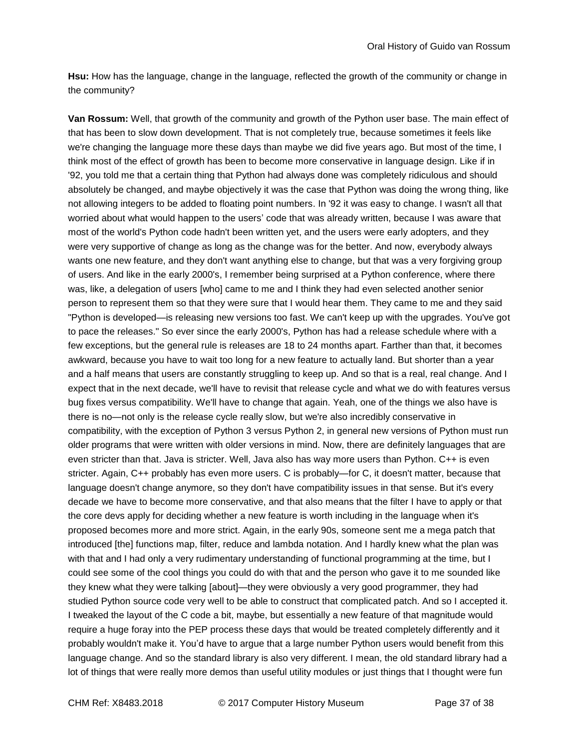**Hsu:** How has the language, change in the language, reflected the growth of the community or change in the community?

**Van Rossum:** Well, that growth of the community and growth of the Python user base. The main effect of that has been to slow down development. That is not completely true, because sometimes it feels like we're changing the language more these days than maybe we did five years ago. But most of the time, I think most of the effect of growth has been to become more conservative in language design. Like if in '92, you told me that a certain thing that Python had always done was completely ridiculous and should absolutely be changed, and maybe objectively it was the case that Python was doing the wrong thing, like not allowing integers to be added to floating point numbers. In '92 it was easy to change. I wasn't all that worried about what would happen to the users' code that was already written, because I was aware that most of the world's Python code hadn't been written yet, and the users were early adopters, and they were very supportive of change as long as the change was for the better. And now, everybody always wants one new feature, and they don't want anything else to change, but that was a very forgiving group of users. And like in the early 2000's, I remember being surprised at a Python conference, where there was, like, a delegation of users [who] came to me and I think they had even selected another senior person to represent them so that they were sure that I would hear them. They came to me and they said "Python is developed—is releasing new versions too fast. We can't keep up with the upgrades. You've got to pace the releases." So ever since the early 2000's, Python has had a release schedule where with a few exceptions, but the general rule is releases are 18 to 24 months apart. Farther than that, it becomes awkward, because you have to wait too long for a new feature to actually land. But shorter than a year and a half means that users are constantly struggling to keep up. And so that is a real, real change. And I expect that in the next decade, we'll have to revisit that release cycle and what we do with features versus bug fixes versus compatibility. We'll have to change that again. Yeah, one of the things we also have is there is no—not only is the release cycle really slow, but we're also incredibly conservative in compatibility, with the exception of Python 3 versus Python 2, in general new versions of Python must run older programs that were written with older versions in mind. Now, there are definitely languages that are even stricter than that. Java is stricter. Well, Java also has way more users than Python. C++ is even stricter. Again, C++ probably has even more users. C is probably—for C, it doesn't matter, because that language doesn't change anymore, so they don't have compatibility issues in that sense. But it's every decade we have to become more conservative, and that also means that the filter I have to apply or that the core devs apply for deciding whether a new feature is worth including in the language when it's proposed becomes more and more strict. Again, in the early 90s, someone sent me a mega patch that introduced [the] functions map, filter, reduce and lambda notation. And I hardly knew what the plan was with that and I had only a very rudimentary understanding of functional programming at the time, but I could see some of the cool things you could do with that and the person who gave it to me sounded like they knew what they were talking [about]—they were obviously a very good programmer, they had studied Python source code very well to be able to construct that complicated patch. And so I accepted it. I tweaked the layout of the C code a bit, maybe, but essentially a new feature of that magnitude would require a huge foray into the PEP process these days that would be treated completely differently and it probably wouldn't make it. You'd have to argue that a large number Python users would benefit from this language change. And so the standard library is also very different. I mean, the old standard library had a lot of things that were really more demos than useful utility modules or just things that I thought were fun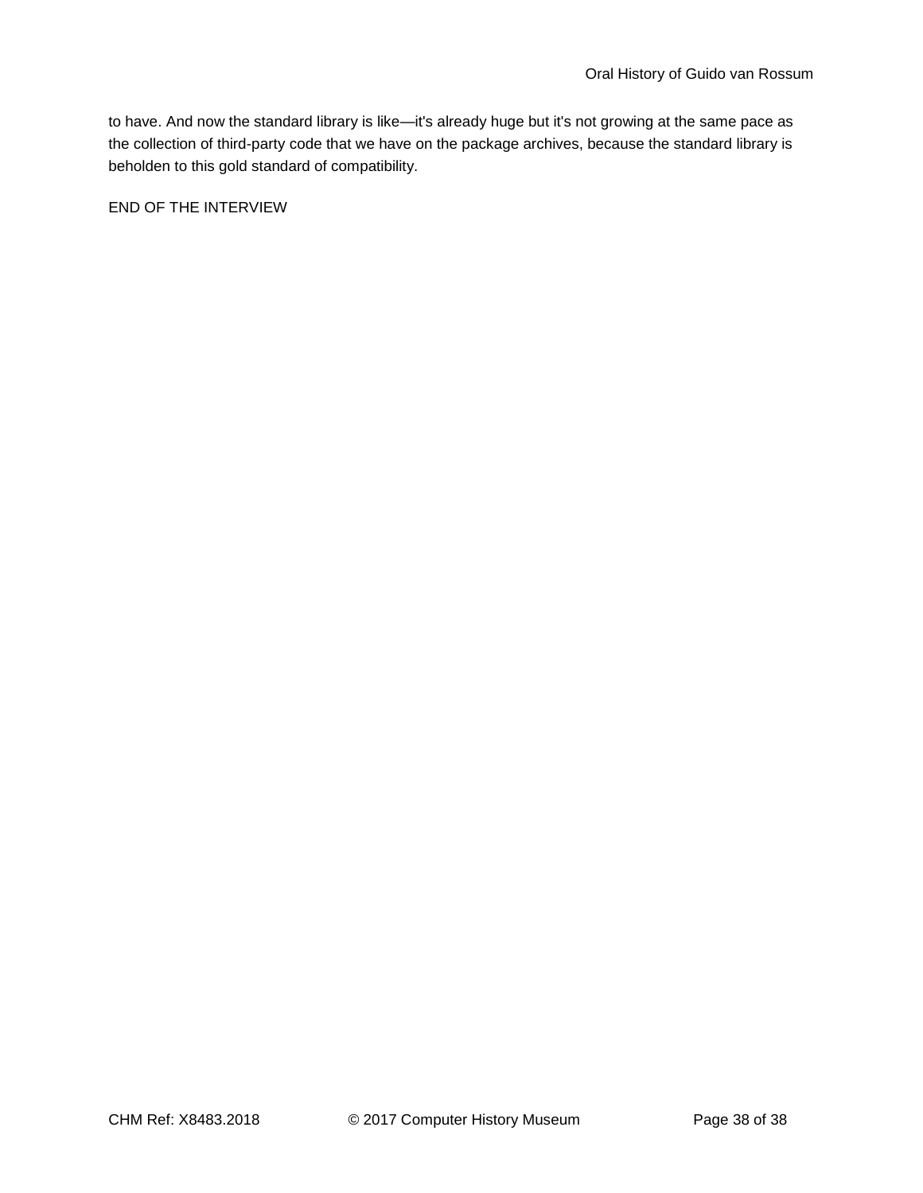to have. And now the standard library is like—it's already huge but it's not growing at the same pace as the collection of third-party code that we have on the package archives, because the standard library is beholden to this gold standard of compatibility.

END OF THE INTERVIEW